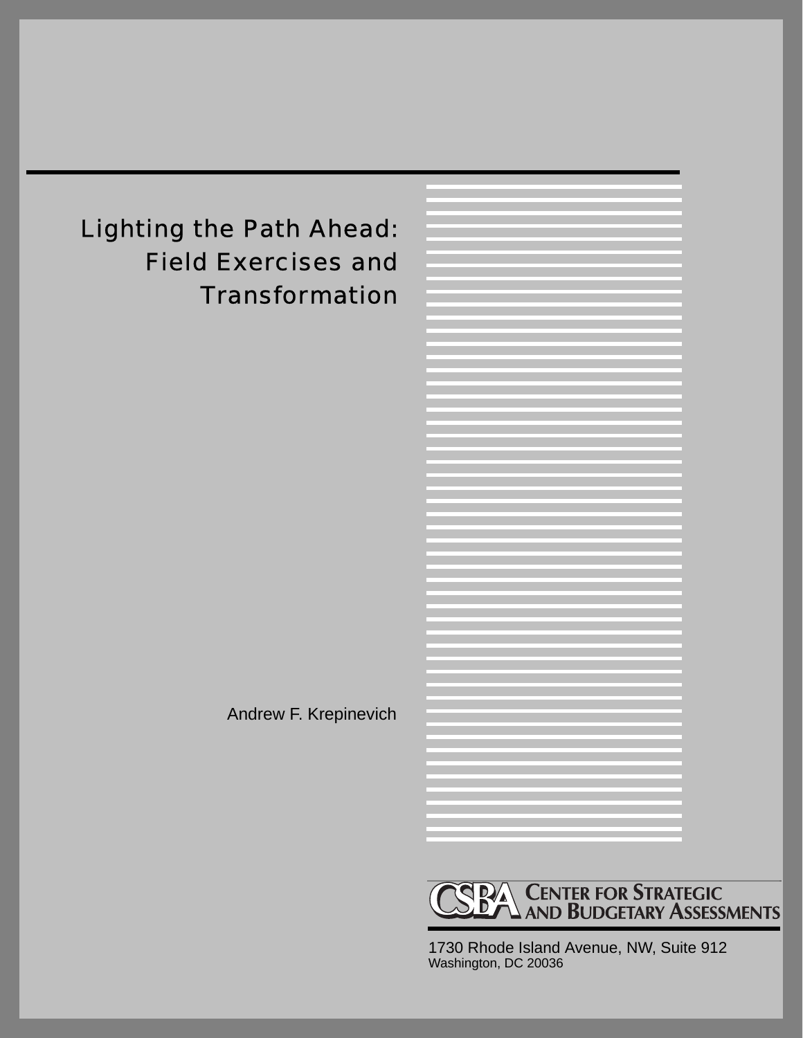# Lighting the Path Ahead: Field Exercises and Transformation

Andrew F. Krepinevich

CSBA CENTER FOR STRATEGIC AND BUDGETARY ASSESSMENTS

1730 Rhode Island Avenue, NW, Suite 912
Washington, DC 20036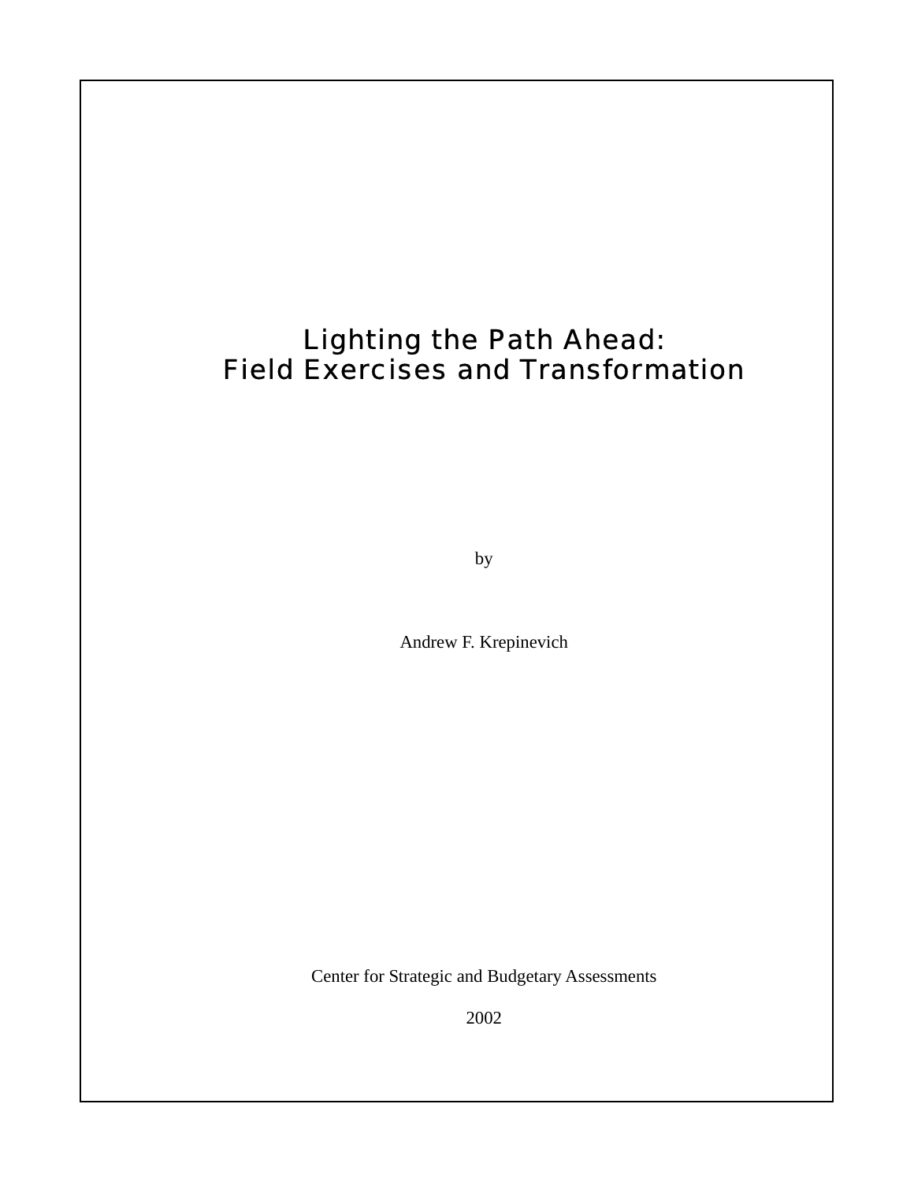# Lighting the Path Ahead: Field Exercises and Transformation

by

Andrew F. Krepinevich

Center for Strategic and Budgetary Assessments

2002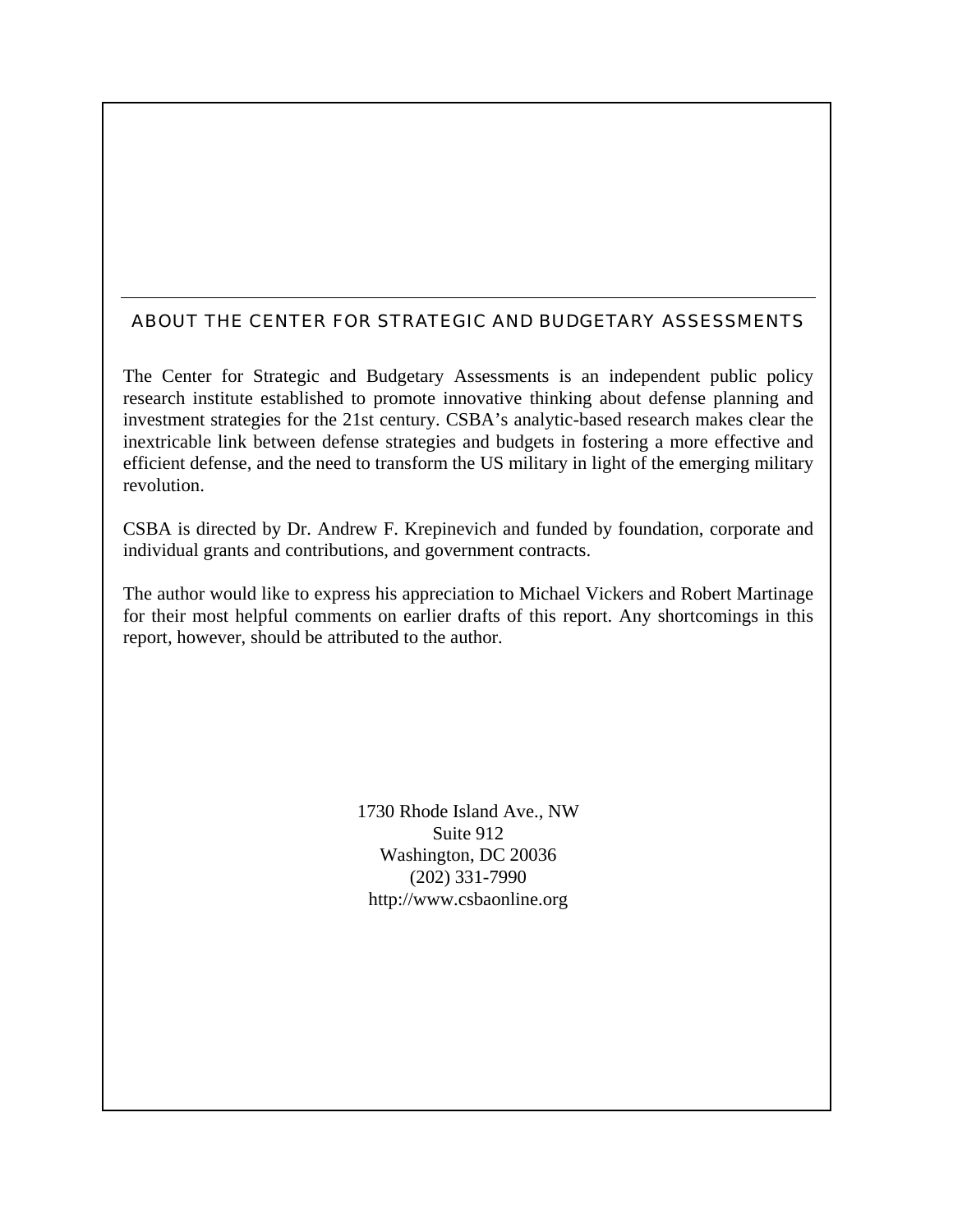## ABOUT THE CENTER FOR STRATEGIC AND BUDGETARY ASSESSMENTS

The Center for Strategic and Budgetary Assessments is an independent public policy research institute established to promote innovative thinking about defense planning and investment strategies for the 21st century. CSBA's analytic-based research makes clear the inextricable link between defense strategies and budgets in fostering a more effective and efficient defense, and the need to transform the US military in light of the emerging military revolution.

CSBA is directed by Dr. Andrew F. Krepinevich and funded by foundation, corporate and individual grants and contributions, and government contracts.

The author would like to express his appreciation to Michael Vickers and Robert Martinage for their most helpful comments on earlier drafts of this report. Any shortcomings in this report, however, should be attributed to the author.

1730 Rhode Island Ave., NW
Suite 912
Washington, DC 20036
(202) 331-7990
http://www.csbaonline.org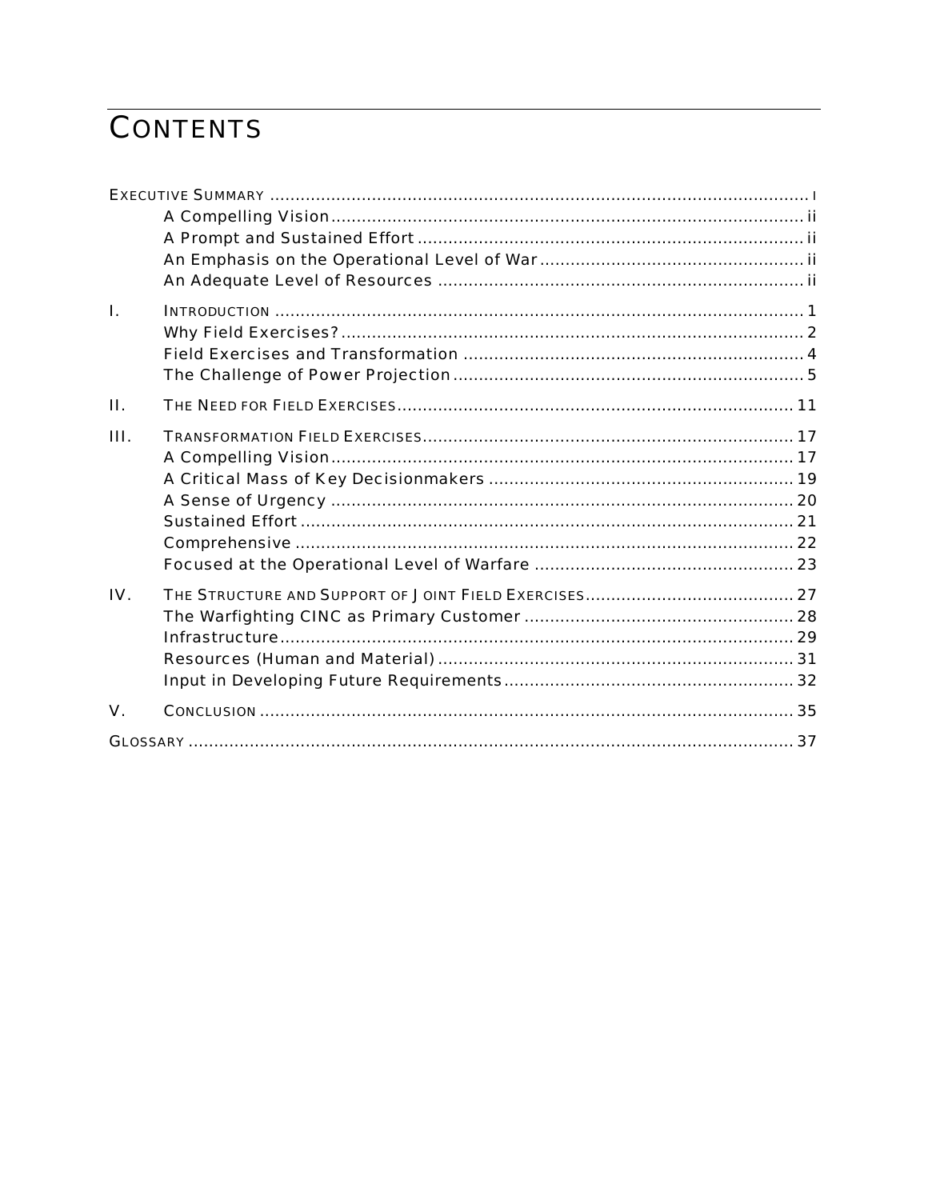# CONTENTS

EXECUTIVE SUMMARY ........................................................................................................ i
- A Compelling Vision ........................................................................................... ii
- A Prompt and Sustained Effort .......................................................................... ii
- An Emphasis on the Operational Level of War .................................................. ii
- An Adequate Level of Resources ....................................................................... ii

I. INTRODUCTION ........................................................................................................ 1
- Why Field Exercises? ........................................................................................... 2
- Field Exercises and Transformation ................................................................... 4
- The Challenge of Power Projection ..................................................................... 5

II. THE NEED FOR FIELD EXERCISES ............................................................................ 11

III. TRANSFORMATION FIELD EXERCISES ....................................................................... 17
- A Compelling Vision ........................................................................................... 17
- A Critical Mass of Key Decisionmakers ............................................................ 19
- A Sense of Urgency ........................................................................................... 20
- Sustained Effort ................................................................................................. 21
- Comprehensive .................................................................................................. 22
- Focused at the Operational Level of Warfare .................................................... 23

IV. THE STRUCTURE AND SUPPORT OF JOINT FIELD EXERCISES ........................................ 27
- The Warfighting CINC as Primary Customer ..................................................... 28
- Infrastructure ..................................................................................................... 29
- Resources (Human and Material) ...................................................................... 31
- Input in Developing Future Requirements ......................................................... 32

V. CONCLUSION ........................................................................................................ 35

GLOSSARY ................................................................................................................ 37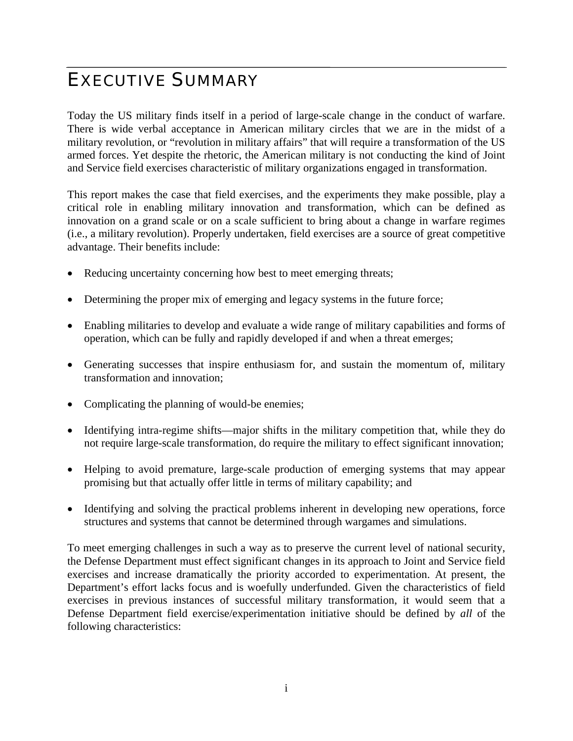# EXECUTIVE SUMMARY

Today the US military finds itself in a period of large-scale change in the conduct of warfare. There is wide verbal acceptance in American military circles that we are in the midst of a military revolution, or "revolution in military affairs" that will require a transformation of the US armed forces. Yet despite the rhetoric, the American military is not conducting the kind of Joint and Service field exercises characteristic of military organizations engaged in transformation.

This report makes the case that field exercises, and the experiments they make possible, play a critical role in enabling military innovation and transformation, which can be defined as innovation on a grand scale or on a scale sufficient to bring about a change in warfare regimes (i.e., a military revolution). Properly undertaken, field exercises are a source of great competitive advantage. Their benefits include:

- Reducing uncertainty concerning how best to meet emerging threats;
- Determining the proper mix of emerging and legacy systems in the future force;
- Enabling militaries to develop and evaluate a wide range of military capabilities and forms of operation, which can be fully and rapidly developed if and when a threat emerges;
- Generating successes that inspire enthusiasm for, and sustain the momentum of, military transformation and innovation;
- Complicating the planning of would-be enemies;
- Identifying intra-regime shifts—major shifts in the military competition that, while they do not require large-scale transformation, do require the military to effect significant innovation;
- Helping to avoid premature, large-scale production of emerging systems that may appear promising but that actually offer little in terms of military capability; and
- Identifying and solving the practical problems inherent in developing new operations, force structures and systems that cannot be determined through wargames and simulations.

To meet emerging challenges in such a way as to preserve the current level of national security, the Defense Department must effect significant changes in its approach to Joint and Service field exercises and increase dramatically the priority accorded to experimentation. At present, the Department's effort lacks focus and is woefully underfunded. Given the characteristics of field exercises in previous instances of successful military transformation, it would seem that a Defense Department field exercise/experimentation initiative should be defined by *all* of the following characteristics: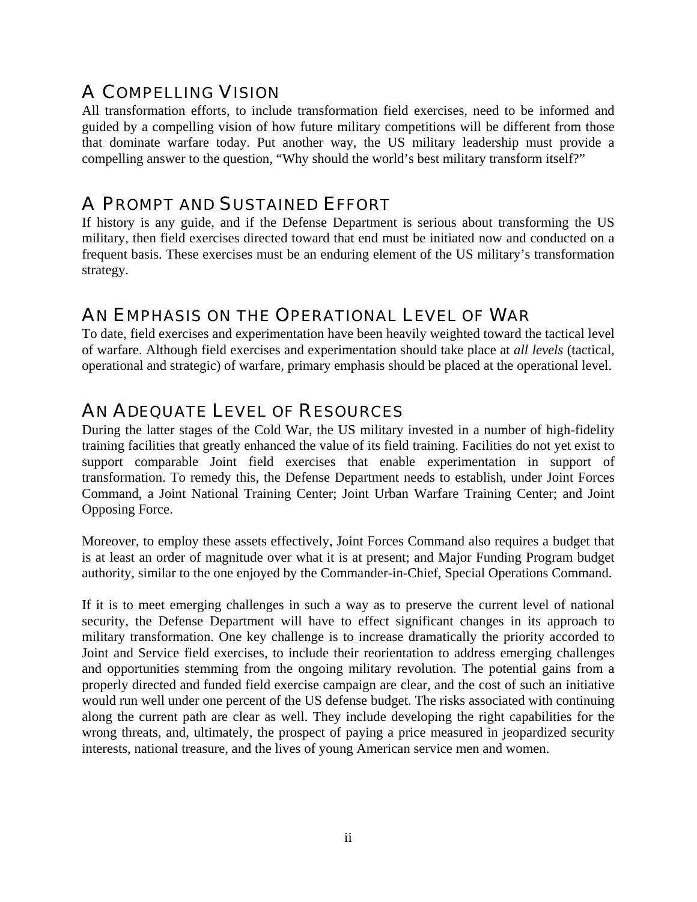## A Compelling Vision

All transformation efforts, to include transformation field exercises, need to be informed and guided by a compelling vision of how future military competitions will be different from those that dominate warfare today. Put another way, the US military leadership must provide a compelling answer to the question, "Why should the world's best military transform itself?"

## A Prompt and Sustained Effort

If history is any guide, and if the Defense Department is serious about transforming the US military, then field exercises directed toward that end must be initiated now and conducted on a frequent basis. These exercises must be an enduring element of the US military's transformation strategy.

## An Emphasis on the Operational Level of War

To date, field exercises and experimentation have been heavily weighted toward the tactical level of warfare. Although field exercises and experimentation should take place at *all levels* (tactical, operational and strategic) of warfare, primary emphasis should be placed at the operational level.

## An Adequate Level of Resources

During the latter stages of the Cold War, the US military invested in a number of high-fidelity training facilities that greatly enhanced the value of its field training. Facilities do not yet exist to support comparable Joint field exercises that enable experimentation in support of transformation. To remedy this, the Defense Department needs to establish, under Joint Forces Command, a Joint National Training Center; Joint Urban Warfare Training Center; and Joint Opposing Force.

Moreover, to employ these assets effectively, Joint Forces Command also requires a budget that is at least an order of magnitude over what it is at present; and Major Funding Program budget authority, similar to the one enjoyed by the Commander-in-Chief, Special Operations Command.

If it is to meet emerging challenges in such a way as to preserve the current level of national security, the Defense Department will have to effect significant changes in its approach to military transformation. One key challenge is to increase dramatically the priority accorded to Joint and Service field exercises, to include their reorientation to address emerging challenges and opportunities stemming from the ongoing military revolution. The potential gains from a properly directed and funded field exercise campaign are clear, and the cost of such an initiative would run well under one percent of the US defense budget. The risks associated with continuing along the current path are clear as well. They include developing the right capabilities for the wrong threats, and, ultimately, the prospect of paying a price measured in jeopardized security interests, national treasure, and the lives of young American service men and women.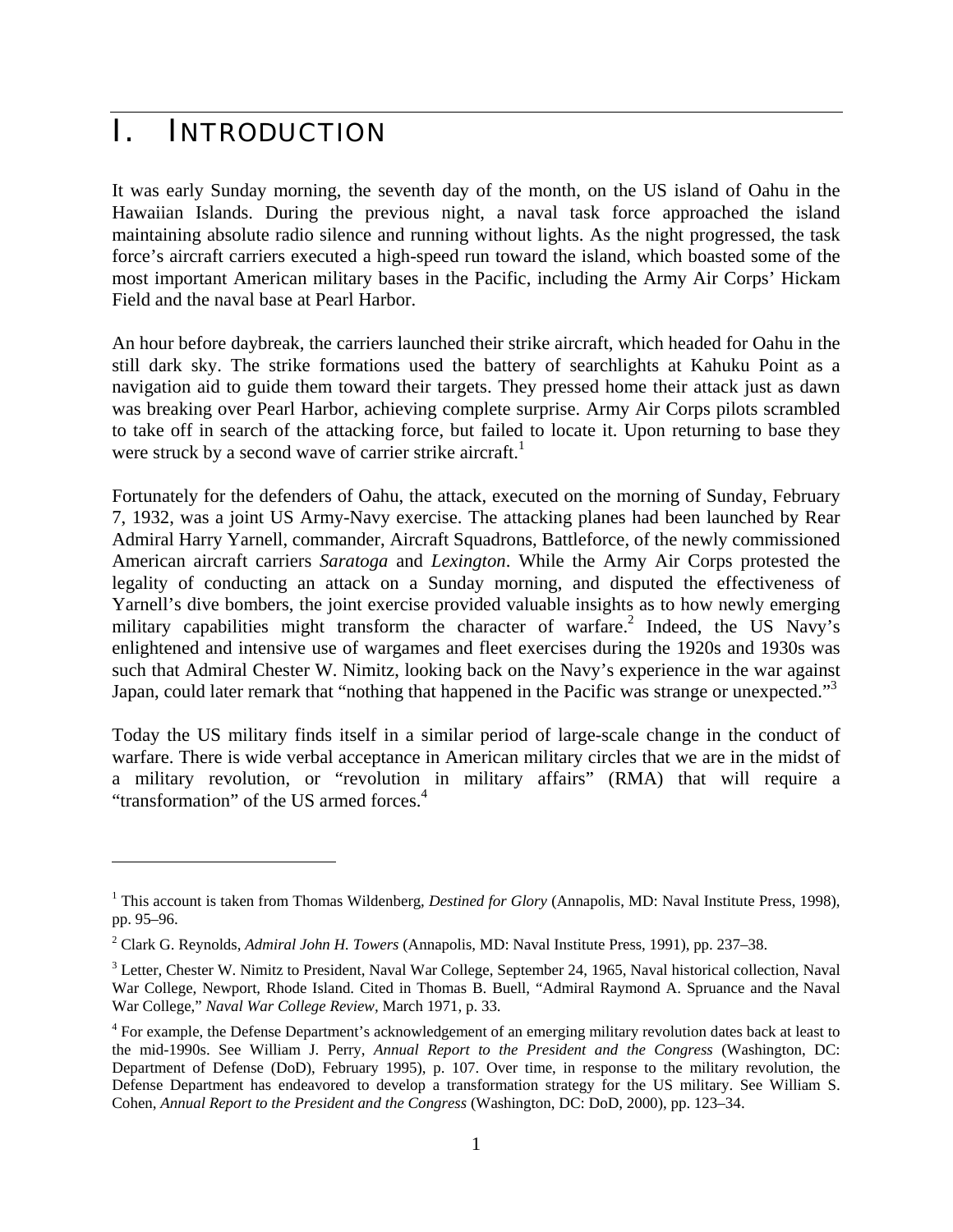# I. INTRODUCTION

It was early Sunday morning, the seventh day of the month, on the US island of Oahu in the Hawaiian Islands. During the previous night, a naval task force approached the island maintaining absolute radio silence and running without lights. As the night progressed, the task force's aircraft carriers executed a high-speed run toward the island, which boasted some of the most important American military bases in the Pacific, including the Army Air Corps' Hickam Field and the naval base at Pearl Harbor.

An hour before daybreak, the carriers launched their strike aircraft, which headed for Oahu in the still dark sky. The strike formations used the battery of searchlights at Kahuku Point as a navigation aid to guide them toward their targets. They pressed home their attack just as dawn was breaking over Pearl Harbor, achieving complete surprise. Army Air Corps pilots scrambled to take off in search of the attacking force, but failed to locate it. Upon returning to base they were struck by a second wave of carrier strike aircraft.[1]

Fortunately for the defenders of Oahu, the attack, executed on the morning of Sunday, February 7, 1932, was a joint US Army-Navy exercise. The attacking planes had been launched by Rear Admiral Harry Yarnell, commander, Aircraft Squadrons, Battleforce, of the newly commissioned American aircraft carriers *Saratoga* and *Lexington*. While the Army Air Corps protested the legality of conducting an attack on a Sunday morning, and disputed the effectiveness of Yarnell's dive bombers, the joint exercise provided valuable insights as to how newly emerging military capabilities might transform the character of warfare.[2] Indeed, the US Navy's enlightened and intensive use of wargames and fleet exercises during the 1920s and 1930s was such that Admiral Chester W. Nimitz, looking back on the Navy's experience in the war against Japan, could later remark that "nothing that happened in the Pacific was strange or unexpected."[3]

Today the US military finds itself in a similar period of large-scale change in the conduct of warfare. There is wide verbal acceptance in American military circles that we are in the midst of a military revolution, or "revolution in military affairs" (RMA) that will require a "transformation" of the US armed forces.[4]

---

[1] This account is taken from Thomas Wildenberg, *Destined for Glory* (Annapolis, MD: Naval Institute Press, 1998), pp. 95–96.

[2] Clark G. Reynolds, *Admiral John H. Towers* (Annapolis, MD: Naval Institute Press, 1991), pp. 237–38.

[3] Letter, Chester W. Nimitz to President, Naval War College, September 24, 1965, Naval historical collection, Naval War College, Newport, Rhode Island. Cited in Thomas B. Buell, "Admiral Raymond A. Spruance and the Naval War College," *Naval War College Review*, March 1971, p. 33.

[4] For example, the Defense Department's acknowledgement of an emerging military revolution dates back at least to the mid-1990s. See William J. Perry, *Annual Report to the President and the Congress* (Washington, DC: Department of Defense (DoD), February 1995), p. 107. Over time, in response to the military revolution, the Defense Department has endeavored to develop a transformation strategy for the US military. See William S. Cohen, *Annual Report to the President and the Congress* (Washington, DC: DoD, 2000), pp. 123–34.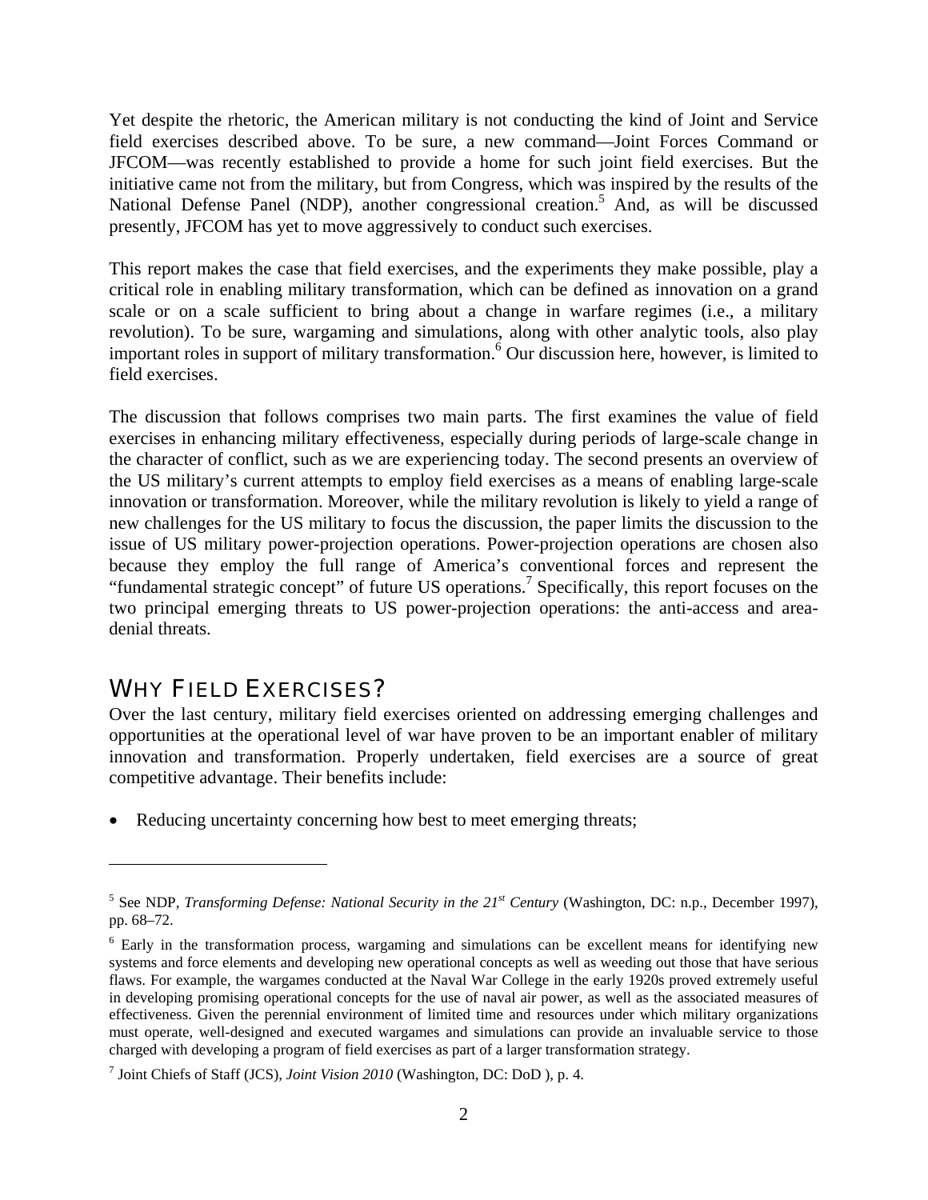Yet despite the rhetoric, the American military is not conducting the kind of Joint and Service field exercises described above. To be sure, a new command—Joint Forces Command or JFCOM—was recently established to provide a home for such joint field exercises. But the initiative came not from the military, but from Congress, which was inspired by the results of the National Defense Panel (NDP), another congressional creation.[5] And, as will be discussed presently, JFCOM has yet to move aggressively to conduct such exercises.

This report makes the case that field exercises, and the experiments they make possible, play a critical role in enabling military transformation, which can be defined as innovation on a grand scale or on a scale sufficient to bring about a change in warfare regimes (i.e., a military revolution). To be sure, wargaming and simulations, along with other analytic tools, also play important roles in support of military transformation.[6] Our discussion here, however, is limited to field exercises.

The discussion that follows comprises two main parts. The first examines the value of field exercises in enhancing military effectiveness, especially during periods of large-scale change in the character of conflict, such as we are experiencing today. The second presents an overview of the US military's current attempts to employ field exercises as a means of enabling large-scale innovation or transformation. Moreover, while the military revolution is likely to yield a range of new challenges for the US military to focus the discussion, the paper limits the discussion to the issue of US military power-projection operations. Power-projection operations are chosen also because they employ the full range of America's conventional forces and represent the "fundamental strategic concept" of future US operations.[7] Specifically, this report focuses on the two principal emerging threats to US power-projection operations: the anti-access and area-denial threats.

## WHY FIELD EXERCISES?

Over the last century, military field exercises oriented on addressing emerging challenges and opportunities at the operational level of war have proven to be an important enabler of military innovation and transformation. Properly undertaken, field exercises are a source of great competitive advantage. Their benefits include:

- Reducing uncertainty concerning how best to meet emerging threats;

---

[5] See NDP, *Transforming Defense: National Security in the 21st Century* (Washington, DC: n.p., December 1997), pp. 68–72.

[6] Early in the transformation process, wargaming and simulations can be excellent means for identifying new systems and force elements and developing new operational concepts as well as weeding out those that have serious flaws. For example, the wargames conducted at the Naval War College in the early 1920s proved extremely useful in developing promising operational concepts for the use of naval air power, as well as the associated measures of effectiveness. Given the perennial environment of limited time and resources under which military organizations must operate, well-designed and executed wargames and simulations can provide an invaluable service to those charged with developing a program of field exercises as part of a larger transformation strategy.

[7] Joint Chiefs of Staff (JCS), *Joint Vision 2010* (Washington, DC: DoD ), p. 4.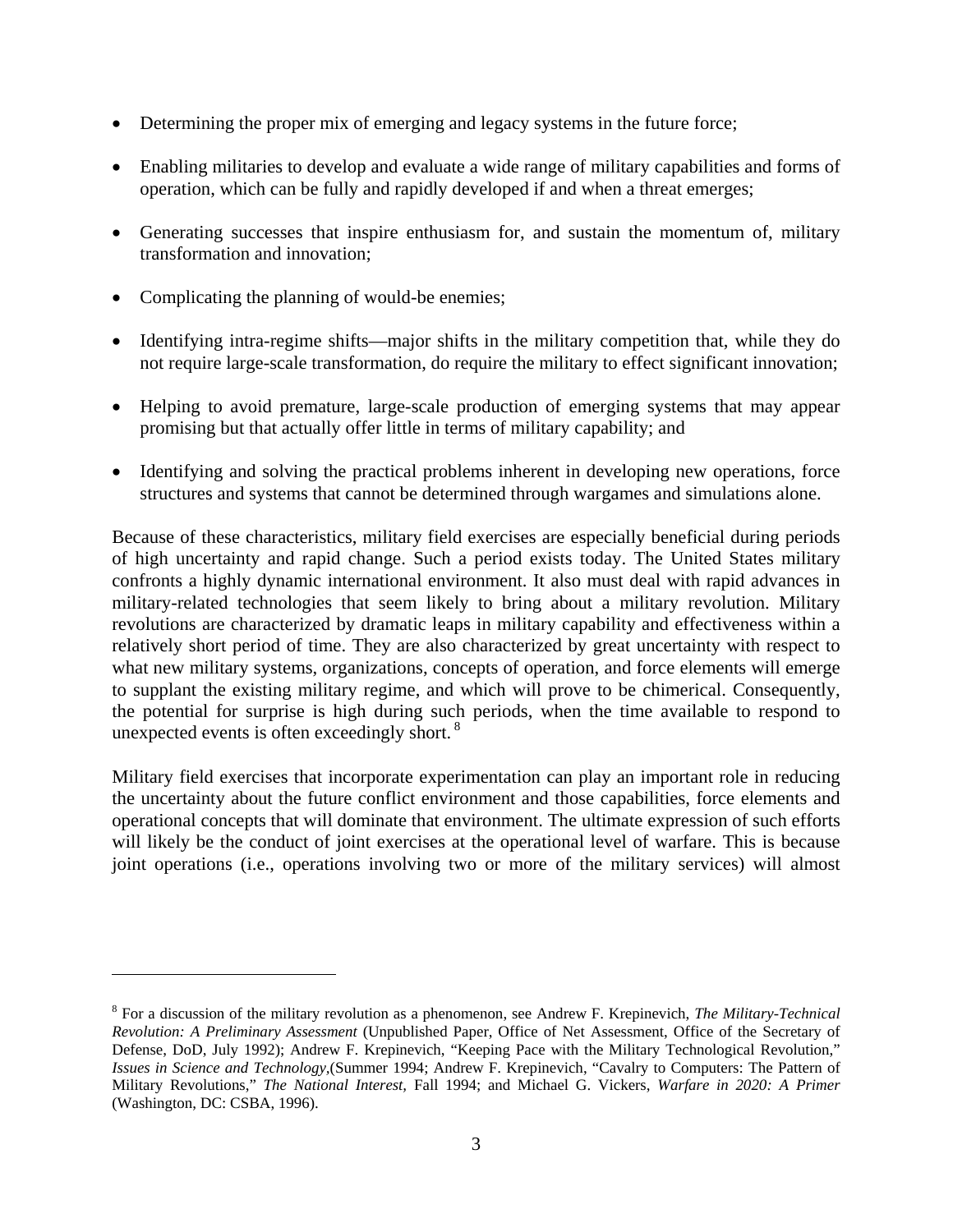- Determining the proper mix of emerging and legacy systems in the future force;
- Enabling militaries to develop and evaluate a wide range of military capabilities and forms of operation, which can be fully and rapidly developed if and when a threat emerges;
- Generating successes that inspire enthusiasm for, and sustain the momentum of, military transformation and innovation;
- Complicating the planning of would-be enemies;
- Identifying intra-regime shifts—major shifts in the military competition that, while they do not require large-scale transformation, do require the military to effect significant innovation;
- Helping to avoid premature, large-scale production of emerging systems that may appear promising but that actually offer little in terms of military capability; and
- Identifying and solving the practical problems inherent in developing new operations, force structures and systems that cannot be determined through wargames and simulations alone.

Because of these characteristics, military field exercises are especially beneficial during periods of high uncertainty and rapid change. Such a period exists today. The United States military confronts a highly dynamic international environment. It also must deal with rapid advances in military-related technologies that seem likely to bring about a military revolution. Military revolutions are characterized by dramatic leaps in military capability and effectiveness within a relatively short period of time. They are also characterized by great uncertainty with respect to what new military systems, organizations, concepts of operation, and force elements will emerge to supplant the existing military regime, and which will prove to be chimerical. Consequently, the potential for surprise is high during such periods, when the time available to respond to unexpected events is often exceedingly short. [8]

Military field exercises that incorporate experimentation can play an important role in reducing the uncertainty about the future conflict environment and those capabilities, force elements and operational concepts that will dominate that environment. The ultimate expression of such efforts will likely be the conduct of joint exercises at the operational level of warfare. This is because joint operations (i.e., operations involving two or more of the military services) will almost

---

[8] For a discussion of the military revolution as a phenomenon, see Andrew F. Krepinevich, *The Military-Technical Revolution: A Preliminary Assessment* (Unpublished Paper, Office of Net Assessment, Office of the Secretary of Defense, DoD, July 1992); Andrew F. Krepinevich, "Keeping Pace with the Military Technological Revolution," *Issues in Science and Technology*,(Summer 1994; Andrew F. Krepinevich, "Cavalry to Computers: The Pattern of Military Revolutions," *The National Interest*, Fall 1994; and Michael G. Vickers, *Warfare in 2020: A Primer* (Washington, DC: CSBA, 1996).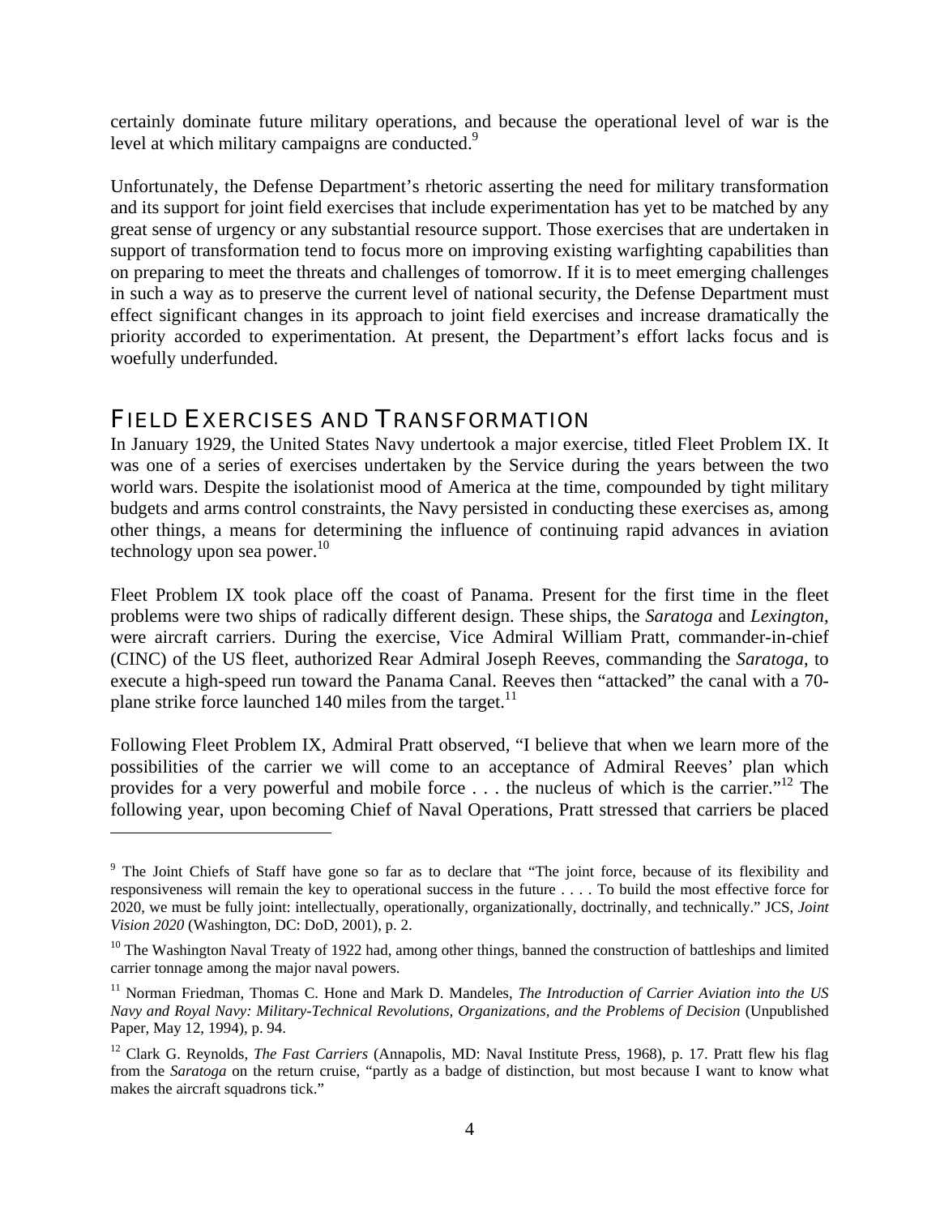certainly dominate future military operations, and because the operational level of war is the level at which military campaigns are conducted.[9]

Unfortunately, the Defense Department's rhetoric asserting the need for military transformation and its support for joint field exercises that include experimentation has yet to be matched by any great sense of urgency or any substantial resource support. Those exercises that are undertaken in support of transformation tend to focus more on improving existing warfighting capabilities than on preparing to meet the threats and challenges of tomorrow. If it is to meet emerging challenges in such a way as to preserve the current level of national security, the Defense Department must effect significant changes in its approach to joint field exercises and increase dramatically the priority accorded to experimentation. At present, the Department's effort lacks focus and is woefully underfunded.

## FIELD EXERCISES AND TRANSFORMATION

In January 1929, the United States Navy undertook a major exercise, titled Fleet Problem IX. It was one of a series of exercises undertaken by the Service during the years between the two world wars. Despite the isolationist mood of America at the time, compounded by tight military budgets and arms control constraints, the Navy persisted in conducting these exercises as, among other things, a means for determining the influence of continuing rapid advances in aviation technology upon sea power.[10]

Fleet Problem IX took place off the coast of Panama. Present for the first time in the fleet problems were two ships of radically different design. These ships, the *Saratoga* and *Lexington*, were aircraft carriers. During the exercise, Vice Admiral William Pratt, commander-in-chief (CINC) of the US fleet, authorized Rear Admiral Joseph Reeves, commanding the *Saratoga*, to execute a high-speed run toward the Panama Canal. Reeves then "attacked" the canal with a 70-plane strike force launched 140 miles from the target.[11]

Following Fleet Problem IX, Admiral Pratt observed, "I believe that when we learn more of the possibilities of the carrier we will come to an acceptance of Admiral Reeves' plan which provides for a very powerful and mobile force . . . the nucleus of which is the carrier."[12] The following year, upon becoming Chief of Naval Operations, Pratt stressed that carriers be placed

---

[9] The Joint Chiefs of Staff have gone so far as to declare that "The joint force, because of its flexibility and responsiveness will remain the key to operational success in the future . . . . To build the most effective force for 2020, we must be fully joint: intellectually, operationally, organizationally, doctrinally, and technically." JCS, *Joint Vision 2020* (Washington, DC: DoD, 2001), p. 2.

[10] The Washington Naval Treaty of 1922 had, among other things, banned the construction of battleships and limited carrier tonnage among the major naval powers.

[11] Norman Friedman, Thomas C. Hone and Mark D. Mandeles, *The Introduction of Carrier Aviation into the US Navy and Royal Navy: Military-Technical Revolutions, Organizations, and the Problems of Decision* (Unpublished Paper, May 12, 1994), p. 94.

[12] Clark G. Reynolds, *The Fast Carriers* (Annapolis, MD: Naval Institute Press, 1968), p. 17. Pratt flew his flag from the *Saratoga* on the return cruise, "partly as a badge of distinction, but most because I want to know what makes the aircraft squadrons tick."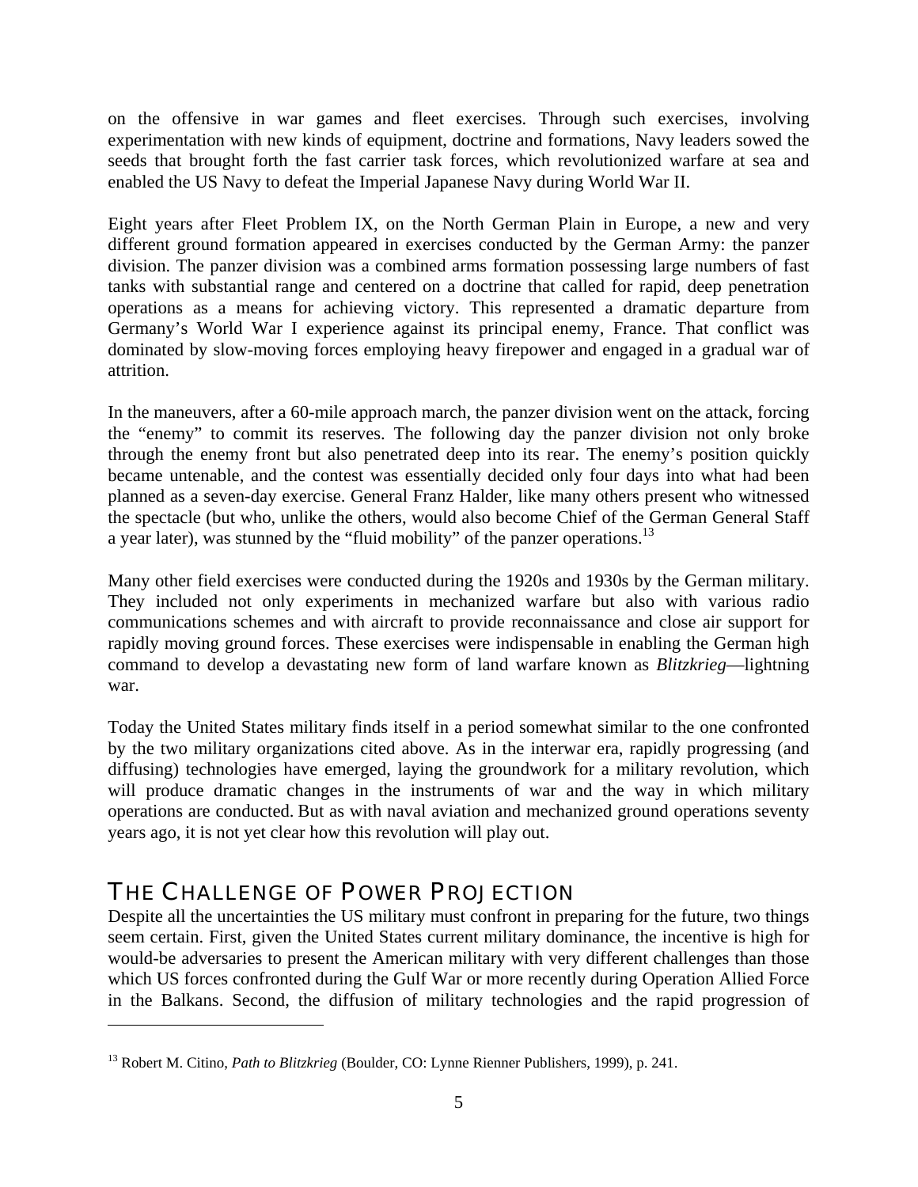on the offensive in war games and fleet exercises. Through such exercises, involving experimentation with new kinds of equipment, doctrine and formations, Navy leaders sowed the seeds that brought forth the fast carrier task forces, which revolutionized warfare at sea and enabled the US Navy to defeat the Imperial Japanese Navy during World War II.

Eight years after Fleet Problem IX, on the North German Plain in Europe, a new and very different ground formation appeared in exercises conducted by the German Army: the panzer division. The panzer division was a combined arms formation possessing large numbers of fast tanks with substantial range and centered on a doctrine that called for rapid, deep penetration operations as a means for achieving victory. This represented a dramatic departure from Germany's World War I experience against its principal enemy, France. That conflict was dominated by slow-moving forces employing heavy firepower and engaged in a gradual war of attrition.

In the maneuvers, after a 60-mile approach march, the panzer division went on the attack, forcing the "enemy" to commit its reserves. The following day the panzer division not only broke through the enemy front but also penetrated deep into its rear. The enemy's position quickly became untenable, and the contest was essentially decided only four days into what had been planned as a seven-day exercise. General Franz Halder, like many others present who witnessed the spectacle (but who, unlike the others, would also become Chief of the German General Staff a year later), was stunned by the "fluid mobility" of the panzer operations.[13]

Many other field exercises were conducted during the 1920s and 1930s by the German military. They included not only experiments in mechanized warfare but also with various radio communications schemes and with aircraft to provide reconnaissance and close air support for rapidly moving ground forces. These exercises were indispensable in enabling the German high command to develop a devastating new form of land warfare known as *Blitzkrieg*—lightning war.

Today the United States military finds itself in a period somewhat similar to the one confronted by the two military organizations cited above. As in the interwar era, rapidly progressing (and diffusing) technologies have emerged, laying the groundwork for a military revolution, which will produce dramatic changes in the instruments of war and the way in which military operations are conducted. But as with naval aviation and mechanized ground operations seventy years ago, it is not yet clear how this revolution will play out.

## The Challenge of Power Projection

Despite all the uncertainties the US military must confront in preparing for the future, two things seem certain. First, given the United States current military dominance, the incentive is high for would-be adversaries to present the American military with very different challenges than those which US forces confronted during the Gulf War or more recently during Operation Allied Force in the Balkans. Second, the diffusion of military technologies and the rapid progression of

---

[13] Robert M. Citino, *Path to Blitzkrieg* (Boulder, CO: Lynne Rienner Publishers, 1999), p. 241.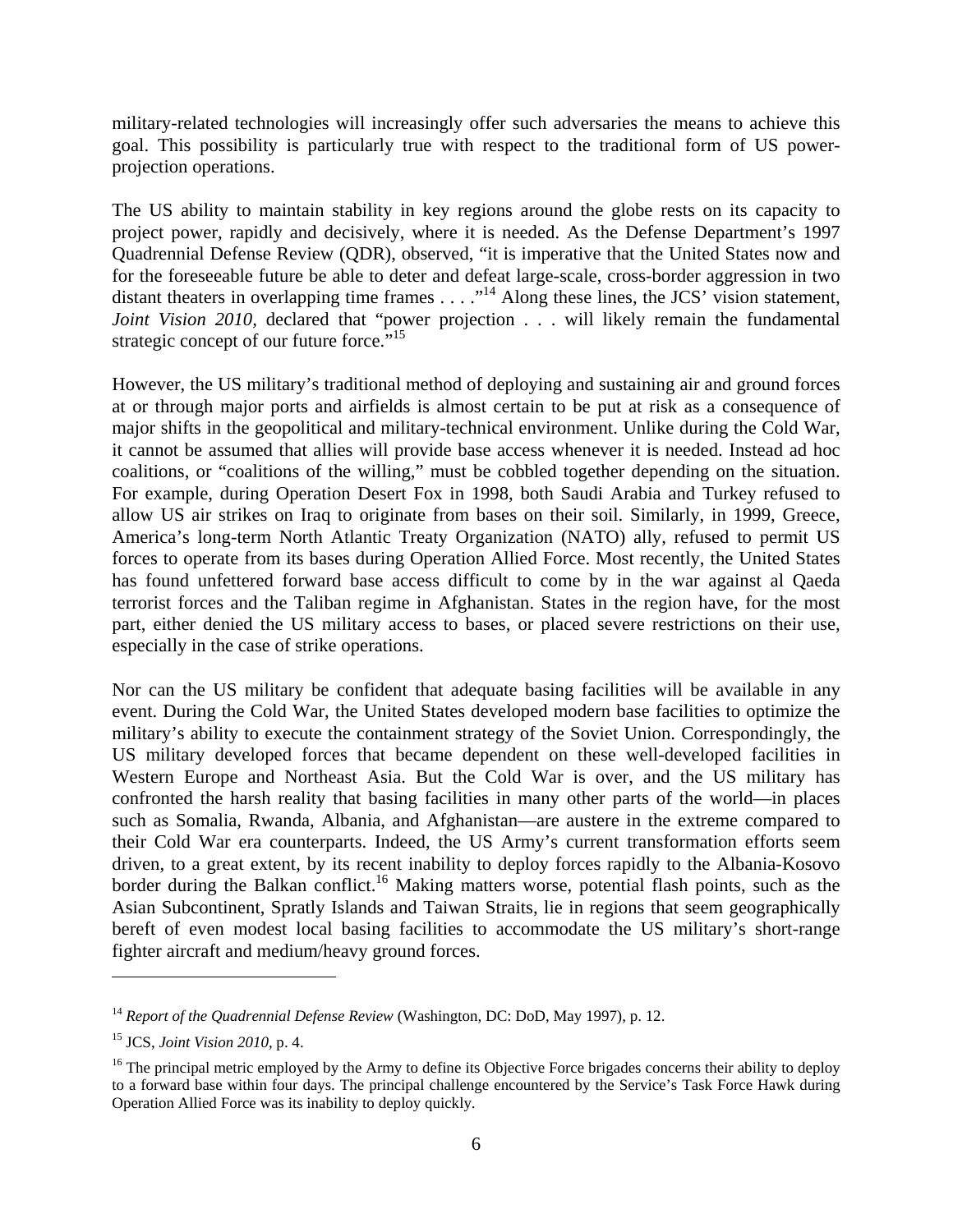military-related technologies will increasingly offer such adversaries the means to achieve this goal. This possibility is particularly true with respect to the traditional form of US power-projection operations.

The US ability to maintain stability in key regions around the globe rests on its capacity to project power, rapidly and decisively, where it is needed. As the Defense Department's 1997 Quadrennial Defense Review (QDR), observed, "it is imperative that the United States now and for the foreseeable future be able to deter and defeat large-scale, cross-border aggression in two distant theaters in overlapping time frames . . . ."[14] Along these lines, the JCS' vision statement, *Joint Vision 2010,* declared that "power projection . . . will likely remain the fundamental strategic concept of our future force."[15]

However, the US military's traditional method of deploying and sustaining air and ground forces at or through major ports and airfields is almost certain to be put at risk as a consequence of major shifts in the geopolitical and military-technical environment. Unlike during the Cold War, it cannot be assumed that allies will provide base access whenever it is needed. Instead ad hoc coalitions, or "coalitions of the willing," must be cobbled together depending on the situation. For example, during Operation Desert Fox in 1998, both Saudi Arabia and Turkey refused to allow US air strikes on Iraq to originate from bases on their soil. Similarly, in 1999, Greece, America's long-term North Atlantic Treaty Organization (NATO) ally, refused to permit US forces to operate from its bases during Operation Allied Force. Most recently, the United States has found unfettered forward base access difficult to come by in the war against al Qaeda terrorist forces and the Taliban regime in Afghanistan. States in the region have, for the most part, either denied the US military access to bases, or placed severe restrictions on their use, especially in the case of strike operations.

Nor can the US military be confident that adequate basing facilities will be available in any event. During the Cold War, the United States developed modern base facilities to optimize the military's ability to execute the containment strategy of the Soviet Union. Correspondingly, the US military developed forces that became dependent on these well-developed facilities in Western Europe and Northeast Asia. But the Cold War is over, and the US military has confronted the harsh reality that basing facilities in many other parts of the world—in places such as Somalia, Rwanda, Albania, and Afghanistan—are austere in the extreme compared to their Cold War era counterparts. Indeed, the US Army's current transformation efforts seem driven, to a great extent, by its recent inability to deploy forces rapidly to the Albania-Kosovo border during the Balkan conflict.[16] Making matters worse, potential flash points, such as the Asian Subcontinent, Spratly Islands and Taiwan Straits, lie in regions that seem geographically bereft of even modest local basing facilities to accommodate the US military's short-range fighter aircraft and medium/heavy ground forces.

---

[14] *Report of the Quadrennial Defense Review* (Washington, DC: DoD, May 1997), p. 12.

[15] JCS, *Joint Vision 2010,* p. 4.

[16] The principal metric employed by the Army to define its Objective Force brigades concerns their ability to deploy to a forward base within four days. The principal challenge encountered by the Service's Task Force Hawk during Operation Allied Force was its inability to deploy quickly.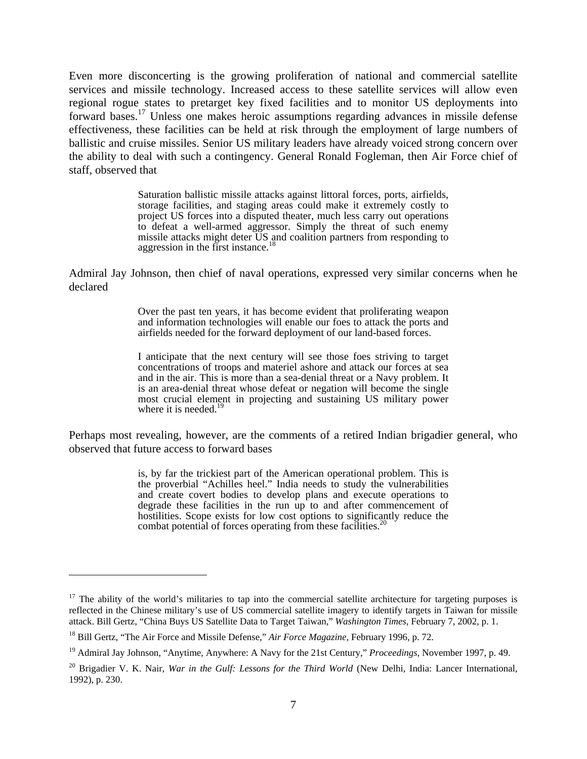Even more disconcerting is the growing proliferation of national and commercial satellite services and missile technology. Increased access to these satellite services will allow even regional rogue states to pretarget key fixed facilities and to monitor US deployments into forward bases.[17] Unless one makes heroic assumptions regarding advances in missile defense effectiveness, these facilities can be held at risk through the employment of large numbers of ballistic and cruise missiles. Senior US military leaders have already voiced strong concern over the ability to deal with such a contingency. General Ronald Fogleman, then Air Force chief of staff, observed that

> Saturation ballistic missile attacks against littoral forces, ports, airfields, storage facilities, and staging areas could make it extremely costly to project US forces into a disputed theater, much less carry out operations to defeat a well-armed aggressor. Simply the threat of such enemy missile attacks might deter US and coalition partners from responding to aggression in the first instance.[18]

Admiral Jay Johnson, then chief of naval operations, expressed very similar concerns when he declared

> Over the past ten years, it has become evident that proliferating weapon and information technologies will enable our foes to attack the ports and airfields needed for the forward deployment of our land-based forces.
>
> I anticipate that the next century will see those foes striving to target concentrations of troops and materiel ashore and attack our forces at sea and in the air. This is more than a sea-denial threat or a Navy problem. It is an area-denial threat whose defeat or negation will become the single most crucial element in projecting and sustaining US military power where it is needed.[19]

Perhaps most revealing, however, are the comments of a retired Indian brigadier general, who observed that future access to forward bases

> is, by far the trickiest part of the American operational problem. This is the proverbial "Achilles heel." India needs to study the vulnerabilities and create covert bodies to develop plans and execute operations to degrade these facilities in the run up to and after commencement of hostilities. Scope exists for low cost options to significantly reduce the combat potential of forces operating from these facilities.[20]

---

[17] The ability of the world's militaries to tap into the commercial satellite architecture for targeting purposes is reflected in the Chinese military's use of US commercial satellite imagery to identify targets in Taiwan for missile attack. Bill Gertz, "China Buys US Satellite Data to Target Taiwan," *Washington Times,* February 7, 2002, p. 1.

[18] Bill Gertz, "The Air Force and Missile Defense," *Air Force Magazine,* February 1996, p. 72.

[19] Admiral Jay Johnson, "Anytime, Anywhere: A Navy for the 21st Century," *Proceedings,* November 1997, p. 49.

[20] Brigadier V. K. Nair, *War in the Gulf: Lessons for the Third World* (New Delhi, India: Lancer International, 1992), p. 230.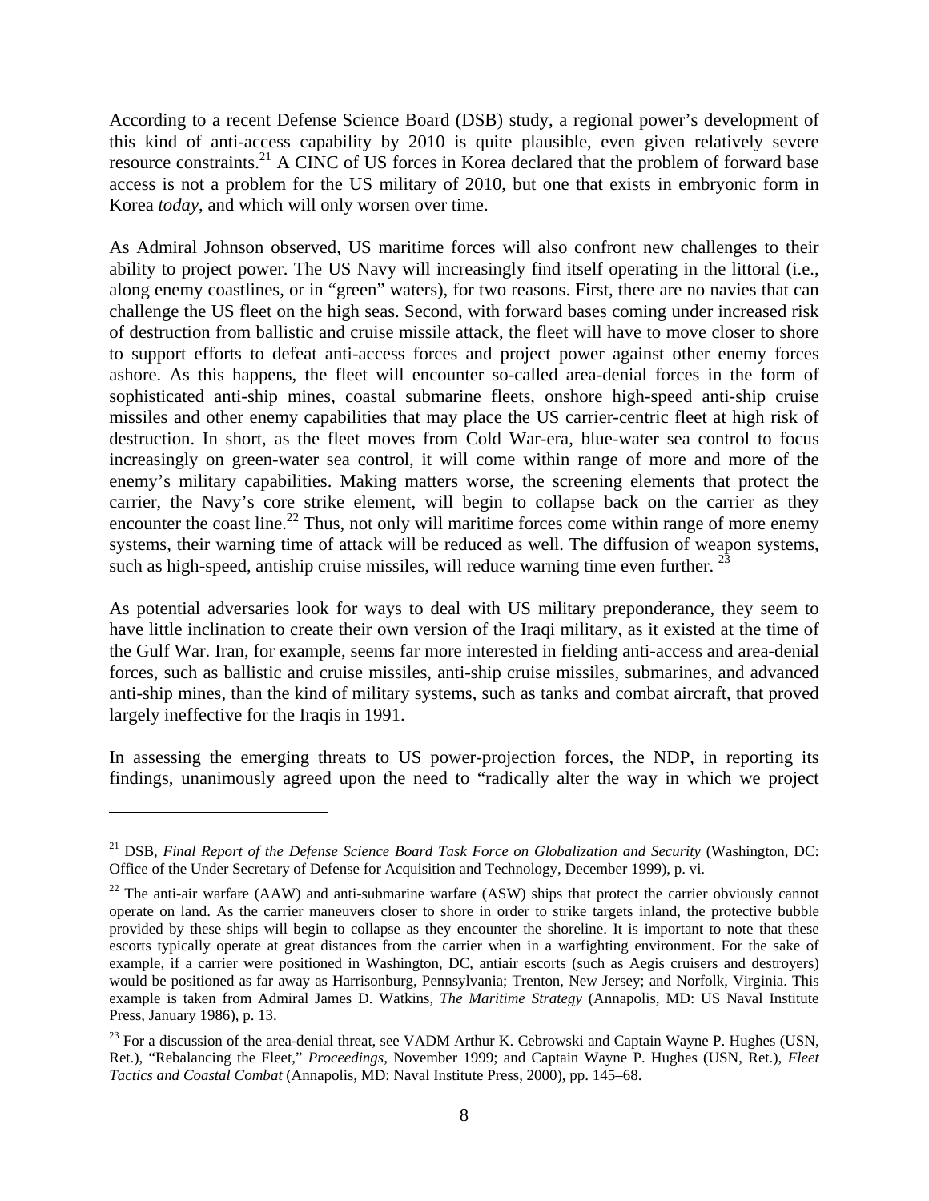According to a recent Defense Science Board (DSB) study, a regional power's development of this kind of anti-access capability by 2010 is quite plausible, even given relatively severe resource constraints.[21] A CINC of US forces in Korea declared that the problem of forward base access is not a problem for the US military of 2010, but one that exists in embryonic form in Korea *today*, and which will only worsen over time.

As Admiral Johnson observed, US maritime forces will also confront new challenges to their ability to project power. The US Navy will increasingly find itself operating in the littoral (i.e., along enemy coastlines, or in "green" waters), for two reasons. First, there are no navies that can challenge the US fleet on the high seas. Second, with forward bases coming under increased risk of destruction from ballistic and cruise missile attack, the fleet will have to move closer to shore to support efforts to defeat anti-access forces and project power against other enemy forces ashore. As this happens, the fleet will encounter so-called area-denial forces in the form of sophisticated anti-ship mines, coastal submarine fleets, onshore high-speed anti-ship cruise missiles and other enemy capabilities that may place the US carrier-centric fleet at high risk of destruction. In short, as the fleet moves from Cold War-era, blue-water sea control to focus increasingly on green-water sea control, it will come within range of more and more of the enemy's military capabilities. Making matters worse, the screening elements that protect the carrier, the Navy's core strike element, will begin to collapse back on the carrier as they encounter the coast line.[22] Thus, not only will maritime forces come within range of more enemy systems, their warning time of attack will be reduced as well. The diffusion of weapon systems, such as high-speed, antiship cruise missiles, will reduce warning time even further.[23]

As potential adversaries look for ways to deal with US military preponderance, they seem to have little inclination to create their own version of the Iraqi military, as it existed at the time of the Gulf War. Iran, for example, seems far more interested in fielding anti-access and area-denial forces, such as ballistic and cruise missiles, anti-ship cruise missiles, submarines, and advanced anti-ship mines, than the kind of military systems, such as tanks and combat aircraft, that proved largely ineffective for the Iraqis in 1991.

In assessing the emerging threats to US power-projection forces, the NDP, in reporting its findings, unanimously agreed upon the need to "radically alter the way in which we project

---

[21] DSB, *Final Report of the Defense Science Board Task Force on Globalization and Security* (Washington, DC: Office of the Under Secretary of Defense for Acquisition and Technology, December 1999), p. vi.

[22] The anti-air warfare (AAW) and anti-submarine warfare (ASW) ships that protect the carrier obviously cannot operate on land. As the carrier maneuvers closer to shore in order to strike targets inland, the protective bubble provided by these ships will begin to collapse as they encounter the shoreline. It is important to note that these escorts typically operate at great distances from the carrier when in a warfighting environment. For the sake of example, if a carrier were positioned in Washington, DC, antiair escorts (such as Aegis cruisers and destroyers) would be positioned as far away as Harrisonburg, Pennsylvania; Trenton, New Jersey; and Norfolk, Virginia. This example is taken from Admiral James D. Watkins, *The Maritime Strategy* (Annapolis, MD: US Naval Institute Press, January 1986), p. 13.

[23] For a discussion of the area-denial threat, see VADM Arthur K. Cebrowski and Captain Wayne P. Hughes (USN, Ret.), "Rebalancing the Fleet," *Proceedings*, November 1999; and Captain Wayne P. Hughes (USN, Ret.), *Fleet Tactics and Coastal Combat* (Annapolis, MD: Naval Institute Press, 2000), pp. 145–68.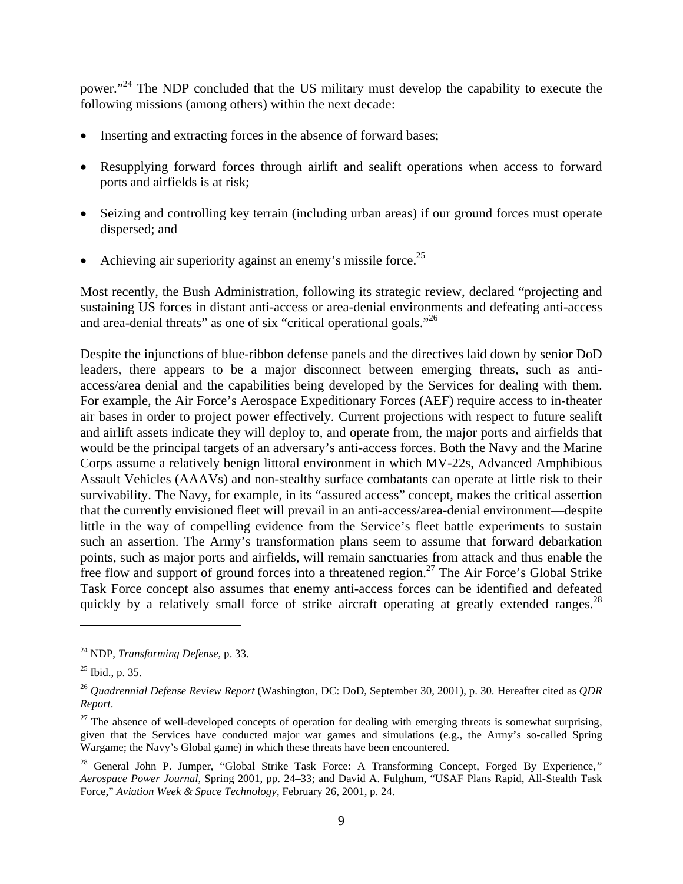power."[24] The NDP concluded that the US military must develop the capability to execute the following missions (among others) within the next decade:

- Inserting and extracting forces in the absence of forward bases;
- Resupplying forward forces through airlift and sealift operations when access to forward ports and airfields is at risk;
- Seizing and controlling key terrain (including urban areas) if our ground forces must operate dispersed; and
- Achieving air superiority against an enemy's missile force.[25]

Most recently, the Bush Administration, following its strategic review, declared "projecting and sustaining US forces in distant anti-access or area-denial environments and defeating anti-access and area-denial threats" as one of six "critical operational goals."[26]

Despite the injunctions of blue-ribbon defense panels and the directives laid down by senior DoD leaders, there appears to be a major disconnect between emerging threats, such as anti-access/area denial and the capabilities being developed by the Services for dealing with them. For example, the Air Force's Aerospace Expeditionary Forces (AEF) require access to in-theater air bases in order to project power effectively. Current projections with respect to future sealift and airlift assets indicate they will deploy to, and operate from, the major ports and airfields that would be the principal targets of an adversary's anti-access forces. Both the Navy and the Marine Corps assume a relatively benign littoral environment in which MV-22s, Advanced Amphibious Assault Vehicles (AAAVs) and non-stealthy surface combatants can operate at little risk to their survivability. The Navy, for example, in its "assured access" concept, makes the critical assertion that the currently envisioned fleet will prevail in an anti-access/area-denial environment—despite little in the way of compelling evidence from the Service's fleet battle experiments to sustain such an assertion. The Army's transformation plans seem to assume that forward debarkation points, such as major ports and airfields, will remain sanctuaries from attack and thus enable the free flow and support of ground forces into a threatened region.[27] The Air Force's Global Strike Task Force concept also assumes that enemy anti-access forces can be identified and defeated quickly by a relatively small force of strike aircraft operating at greatly extended ranges.[28]

---

[24] NDP, *Transforming Defense,* p. 33.

[25] Ibid., p. 35.

[26] *Quadrennial Defense Review Report* (Washington, DC: DoD, September 30, 2001), p. 30. Hereafter cited as *QDR Report*.

[27] The absence of well-developed concepts of operation for dealing with emerging threats is somewhat surprising, given that the Services have conducted major war games and simulations (e.g., the Army's so-called Spring Wargame; the Navy's Global game) in which these threats have been encountered.

[28] General John P. Jumper, "Global Strike Task Force: A Transforming Concept, Forged By Experience," *Aerospace Power Journal*, Spring 2001, pp. 24–33; and David A. Fulghum, "USAF Plans Rapid, All-Stealth Task Force," *Aviation Week & Space Technology,* February 26, 2001, p. 24.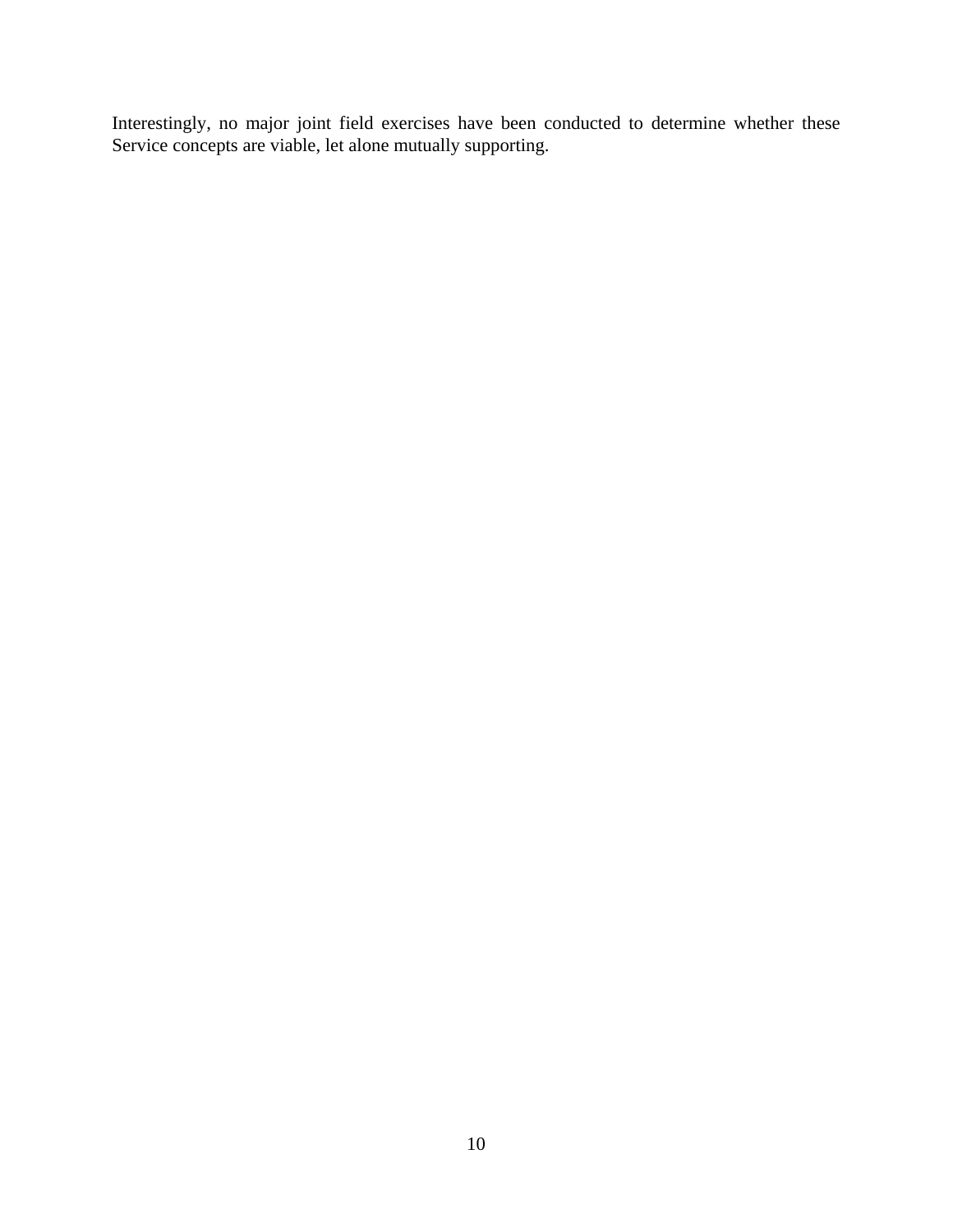Interestingly, no major joint field exercises have been conducted to determine whether these Service concepts are viable, let alone mutually supporting.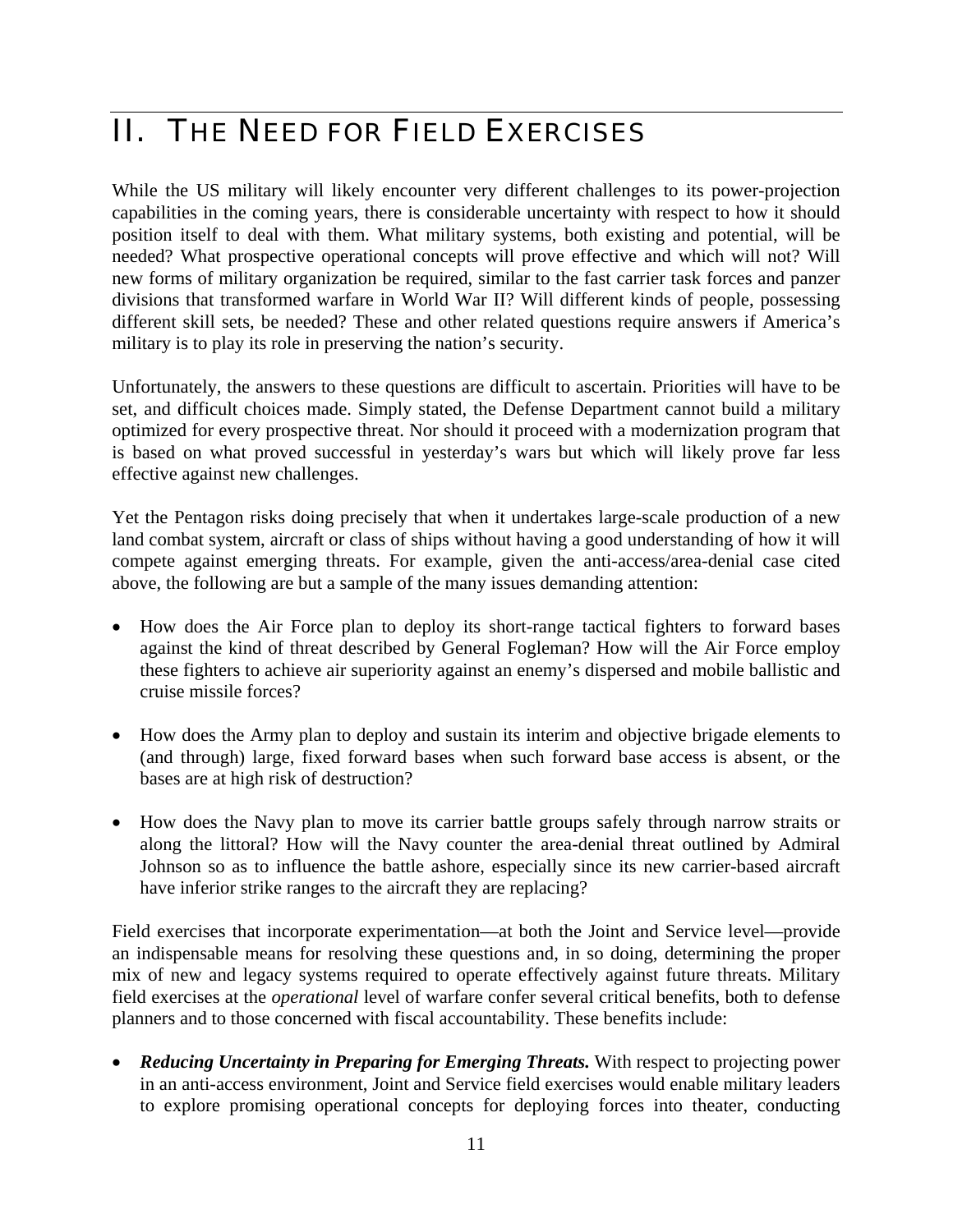# II. THE NEED FOR FIELD EXERCISES

While the US military will likely encounter very different challenges to its power-projection capabilities in the coming years, there is considerable uncertainty with respect to how it should position itself to deal with them. What military systems, both existing and potential, will be needed? What prospective operational concepts will prove effective and which will not? Will new forms of military organization be required, similar to the fast carrier task forces and panzer divisions that transformed warfare in World War II? Will different kinds of people, possessing different skill sets, be needed? These and other related questions require answers if America's military is to play its role in preserving the nation's security.

Unfortunately, the answers to these questions are difficult to ascertain. Priorities will have to be set, and difficult choices made. Simply stated, the Defense Department cannot build a military optimized for every prospective threat. Nor should it proceed with a modernization program that is based on what proved successful in yesterday's wars but which will likely prove far less effective against new challenges.

Yet the Pentagon risks doing precisely that when it undertakes large-scale production of a new land combat system, aircraft or class of ships without having a good understanding of how it will compete against emerging threats. For example, given the anti-access/area-denial case cited above, the following are but a sample of the many issues demanding attention:

- How does the Air Force plan to deploy its short-range tactical fighters to forward bases against the kind of threat described by General Fogleman? How will the Air Force employ these fighters to achieve air superiority against an enemy's dispersed and mobile ballistic and cruise missile forces?
- How does the Army plan to deploy and sustain its interim and objective brigade elements to (and through) large, fixed forward bases when such forward base access is absent, or the bases are at high risk of destruction?
- How does the Navy plan to move its carrier battle groups safely through narrow straits or along the littoral? How will the Navy counter the area-denial threat outlined by Admiral Johnson so as to influence the battle ashore, especially since its new carrier-based aircraft have inferior strike ranges to the aircraft they are replacing?

Field exercises that incorporate experimentation—at both the Joint and Service level—provide an indispensable means for resolving these questions and, in so doing, determining the proper mix of new and legacy systems required to operate effectively against future threats. Military field exercises at the *operational* level of warfare confer several critical benefits, both to defense planners and to those concerned with fiscal accountability. These benefits include:

- ***Reducing Uncertainty in Preparing for Emerging Threats.*** With respect to projecting power in an anti-access environment, Joint and Service field exercises would enable military leaders to explore promising operational concepts for deploying forces into theater, conducting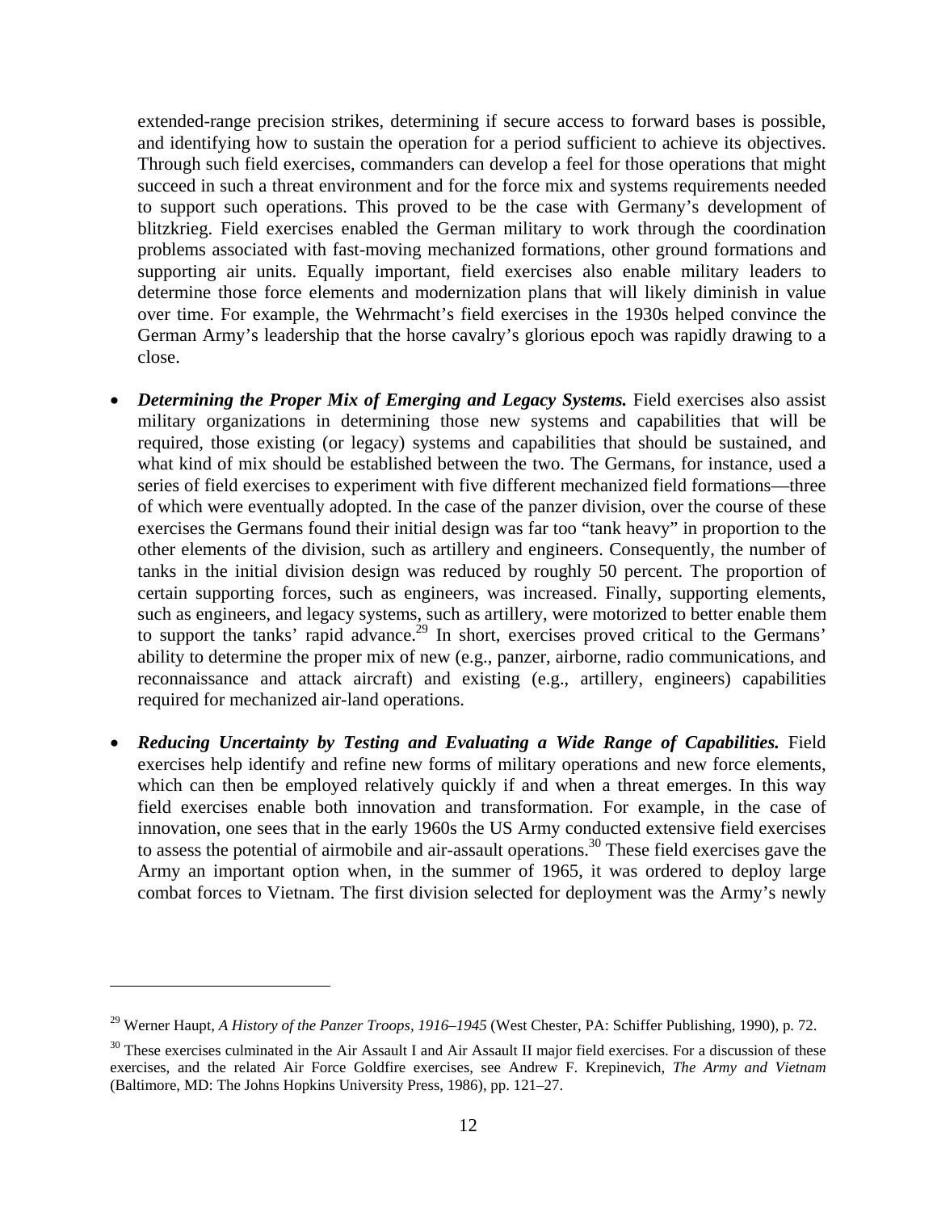extended-range precision strikes, determining if secure access to forward bases is possible, and identifying how to sustain the operation for a period sufficient to achieve its objectives. Through such field exercises, commanders can develop a feel for those operations that might succeed in such a threat environment and for the force mix and systems requirements needed to support such operations. This proved to be the case with Germany's development of blitzkrieg. Field exercises enabled the German military to work through the coordination problems associated with fast-moving mechanized formations, other ground formations and supporting air units. Equally important, field exercises also enable military leaders to determine those force elements and modernization plans that will likely diminish in value over time. For example, the Wehrmacht's field exercises in the 1930s helped convince the German Army's leadership that the horse cavalry's glorious epoch was rapidly drawing to a close.

- ***Determining the Proper Mix of Emerging and Legacy Systems.*** Field exercises also assist military organizations in determining those new systems and capabilities that will be required, those existing (or legacy) systems and capabilities that should be sustained, and what kind of mix should be established between the two. The Germans, for instance, used a series of field exercises to experiment with five different mechanized field formations—three of which were eventually adopted. In the case of the panzer division, over the course of these exercises the Germans found their initial design was far too "tank heavy" in proportion to the other elements of the division, such as artillery and engineers. Consequently, the number of tanks in the initial division design was reduced by roughly 50 percent. The proportion of certain supporting forces, such as engineers, was increased. Finally, supporting elements, such as engineers, and legacy systems, such as artillery, were motorized to better enable them to support the tanks' rapid advance.[29] In short, exercises proved critical to the Germans' ability to determine the proper mix of new (e.g., panzer, airborne, radio communications, and reconnaissance and attack aircraft) and existing (e.g., artillery, engineers) capabilities required for mechanized air-land operations.

- ***Reducing Uncertainty by Testing and Evaluating a Wide Range of Capabilities.*** Field exercises help identify and refine new forms of military operations and new force elements, which can then be employed relatively quickly if and when a threat emerges. In this way field exercises enable both innovation and transformation. For example, in the case of innovation, one sees that in the early 1960s the US Army conducted extensive field exercises to assess the potential of airmobile and air-assault operations.[30] These field exercises gave the Army an important option when, in the summer of 1965, it was ordered to deploy large combat forces to Vietnam. The first division selected for deployment was the Army's newly

---

[29] Werner Haupt, *A History of the Panzer Troops, 1916–1945* (West Chester, PA: Schiffer Publishing, 1990), p. 72.

[30] These exercises culminated in the Air Assault I and Air Assault II major field exercises. For a discussion of these exercises, and the related Air Force Goldfire exercises, see Andrew F. Krepinevich, *The Army and Vietnam* (Baltimore, MD: The Johns Hopkins University Press, 1986), pp. 121–27.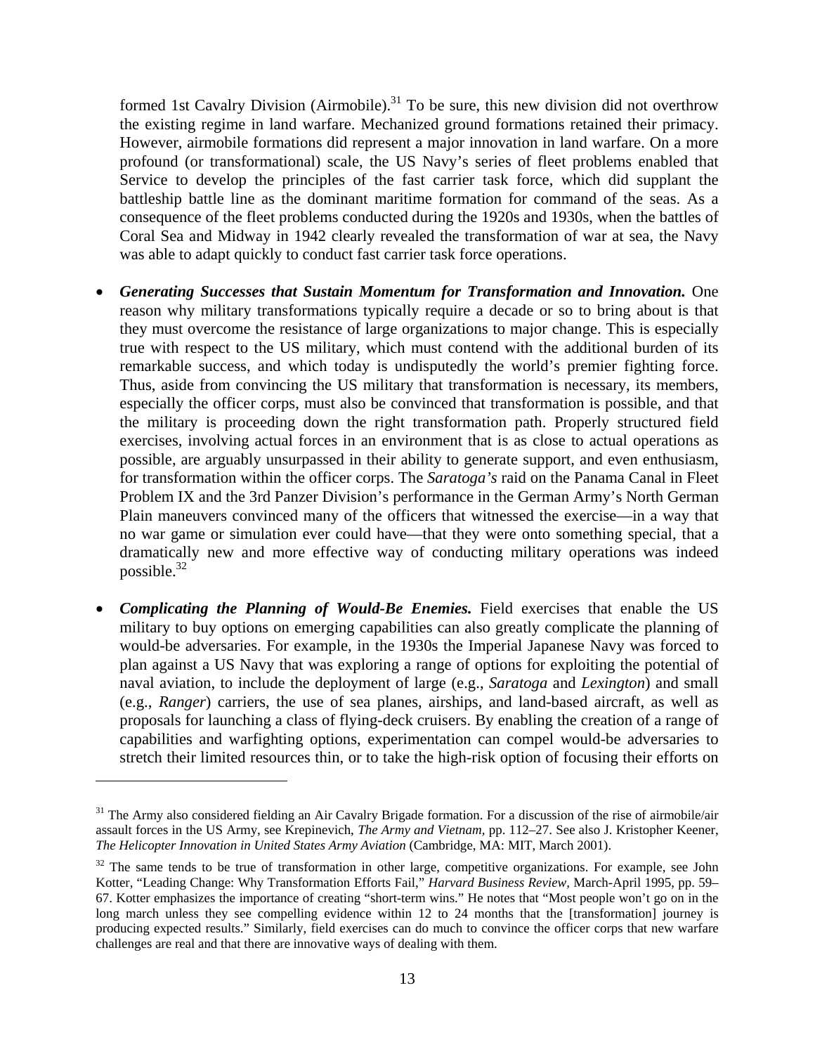formed 1st Cavalry Division (Airmobile).[31] To be sure, this new division did not overthrow the existing regime in land warfare. Mechanized ground formations retained their primacy. However, airmobile formations did represent a major innovation in land warfare. On a more profound (or transformational) scale, the US Navy's series of fleet problems enabled that Service to develop the principles of the fast carrier task force, which did supplant the battleship battle line as the dominant maritime formation for command of the seas. As a consequence of the fleet problems conducted during the 1920s and 1930s, when the battles of Coral Sea and Midway in 1942 clearly revealed the transformation of war at sea, the Navy was able to adapt quickly to conduct fast carrier task force operations.

- ***Generating Successes that Sustain Momentum for Transformation and Innovation.*** One reason why military transformations typically require a decade or so to bring about is that they must overcome the resistance of large organizations to major change. This is especially true with respect to the US military, which must contend with the additional burden of its remarkable success, and which today is undisputedly the world's premier fighting force. Thus, aside from convincing the US military that transformation is necessary, its members, especially the officer corps, must also be convinced that transformation is possible, and that the military is proceeding down the right transformation path. Properly structured field exercises, involving actual forces in an environment that is as close to actual operations as possible, are arguably unsurpassed in their ability to generate support, and even enthusiasm, for transformation within the officer corps. The *Saratoga's* raid on the Panama Canal in Fleet Problem IX and the 3rd Panzer Division's performance in the German Army's North German Plain maneuvers convinced many of the officers that witnessed the exercise—in a way that no war game or simulation ever could have—that they were onto something special, that a dramatically new and more effective way of conducting military operations was indeed possible.[32]

- ***Complicating the Planning of Would-Be Enemies.*** Field exercises that enable the US military to buy options on emerging capabilities can also greatly complicate the planning of would-be adversaries. For example, in the 1930s the Imperial Japanese Navy was forced to plan against a US Navy that was exploring a range of options for exploiting the potential of naval aviation, to include the deployment of large (e.g., *Saratoga* and *Lexington*) and small (e.g., *Ranger*) carriers, the use of sea planes, airships, and land-based aircraft, as well as proposals for launching a class of flying-deck cruisers. By enabling the creation of a range of capabilities and warfighting options, experimentation can compel would-be adversaries to stretch their limited resources thin, or to take the high-risk option of focusing their efforts on

---

[31] The Army also considered fielding an Air Cavalry Brigade formation. For a discussion of the rise of airmobile/air assault forces in the US Army, see Krepinevich, *The Army and Vietnam*, pp. 112–27. See also J. Kristopher Keener, *The Helicopter Innovation in United States Army Aviation* (Cambridge, MA: MIT, March 2001).

[32] The same tends to be true of transformation in other large, competitive organizations. For example, see John Kotter, "Leading Change: Why Transformation Efforts Fail," *Harvard Business Review*, March-April 1995, pp. 59–67. Kotter emphasizes the importance of creating "short-term wins." He notes that "Most people won't go on in the long march unless they see compelling evidence within 12 to 24 months that the [transformation] journey is producing expected results." Similarly, field exercises can do much to convince the officer corps that new warfare challenges are real and that there are innovative ways of dealing with them.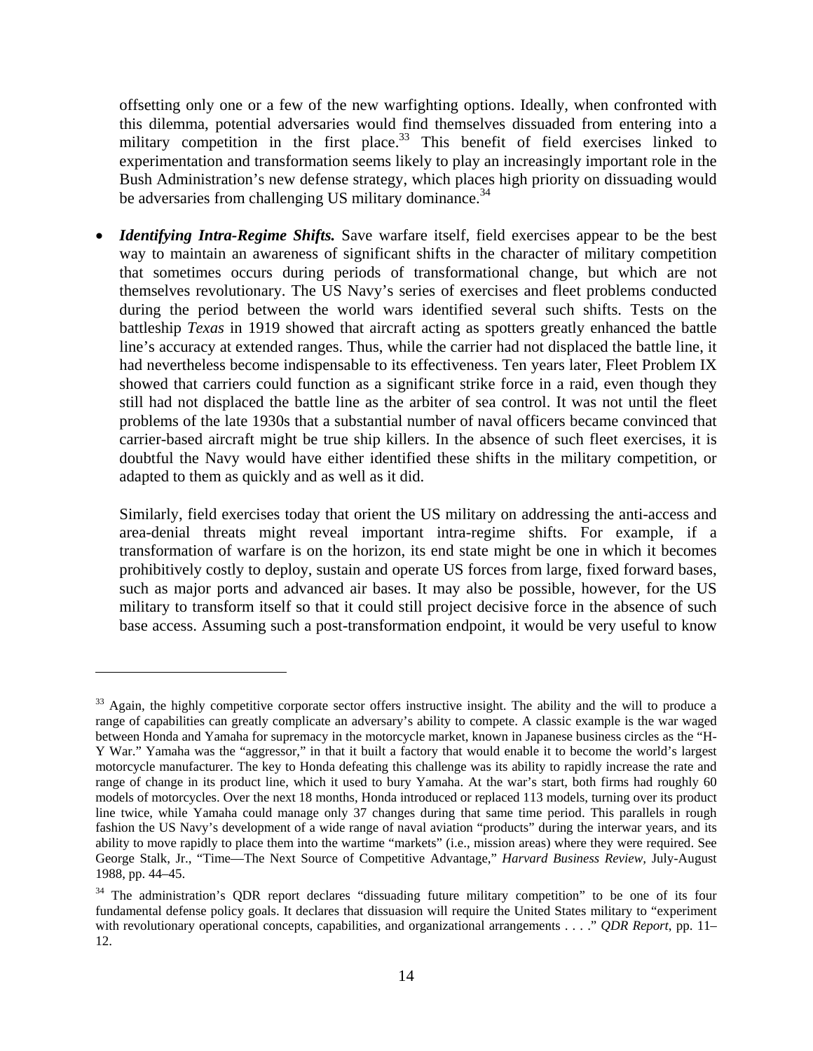offsetting only one or a few of the new warfighting options. Ideally, when confronted with this dilemma, potential adversaries would find themselves dissuaded from entering into a military competition in the first place.[33] This benefit of field exercises linked to experimentation and transformation seems likely to play an increasingly important role in the Bush Administration's new defense strategy, which places high priority on dissuading would be adversaries from challenging US military dominance.[34]

- ***Identifying Intra-Regime Shifts.*** Save warfare itself, field exercises appear to be the best way to maintain an awareness of significant shifts in the character of military competition that sometimes occurs during periods of transformational change, but which are not themselves revolutionary. The US Navy's series of exercises and fleet problems conducted during the period between the world wars identified several such shifts. Tests on the battleship *Texas* in 1919 showed that aircraft acting as spotters greatly enhanced the battle line's accuracy at extended ranges. Thus, while the carrier had not displaced the battle line, it had nevertheless become indispensable to its effectiveness. Ten years later, Fleet Problem IX showed that carriers could function as a significant strike force in a raid, even though they still had not displaced the battle line as the arbiter of sea control. It was not until the fleet problems of the late 1930s that a substantial number of naval officers became convinced that carrier-based aircraft might be true ship killers. In the absence of such fleet exercises, it is doubtful the Navy would have either identified these shifts in the military competition, or adapted to them as quickly and as well as it did.

  Similarly, field exercises today that orient the US military on addressing the anti-access and area-denial threats might reveal important intra-regime shifts. For example, if a transformation of warfare is on the horizon, its end state might be one in which it becomes prohibitively costly to deploy, sustain and operate US forces from large, fixed forward bases, such as major ports and advanced air bases. It may also be possible, however, for the US military to transform itself so that it could still project decisive force in the absence of such base access. Assuming such a post-transformation endpoint, it would be very useful to know

---

[33] Again, the highly competitive corporate sector offers instructive insight. The ability and the will to produce a range of capabilities can greatly complicate an adversary's ability to compete. A classic example is the war waged between Honda and Yamaha for supremacy in the motorcycle market, known in Japanese business circles as the "H-Y War." Yamaha was the "aggressor," in that it built a factory that would enable it to become the world's largest motorcycle manufacturer. The key to Honda defeating this challenge was its ability to rapidly increase the rate and range of change in its product line, which it used to bury Yamaha. At the war's start, both firms had roughly 60 models of motorcycles. Over the next 18 months, Honda introduced or replaced 113 models, turning over its product line twice, while Yamaha could manage only 37 changes during that same time period. This parallels in rough fashion the US Navy's development of a wide range of naval aviation "products" during the interwar years, and its ability to move rapidly to place them into the wartime "markets" (i.e., mission areas) where they were required. See George Stalk, Jr., "Time—The Next Source of Competitive Advantage," *Harvard Business Review*, July-August 1988, pp. 44–45.

[34] The administration's QDR report declares "dissuading future military competition" to be one of its four fundamental defense policy goals. It declares that dissuasion will require the United States military to "experiment with revolutionary operational concepts, capabilities, and organizational arrangements . . . ." *QDR Report*, pp. 11–12.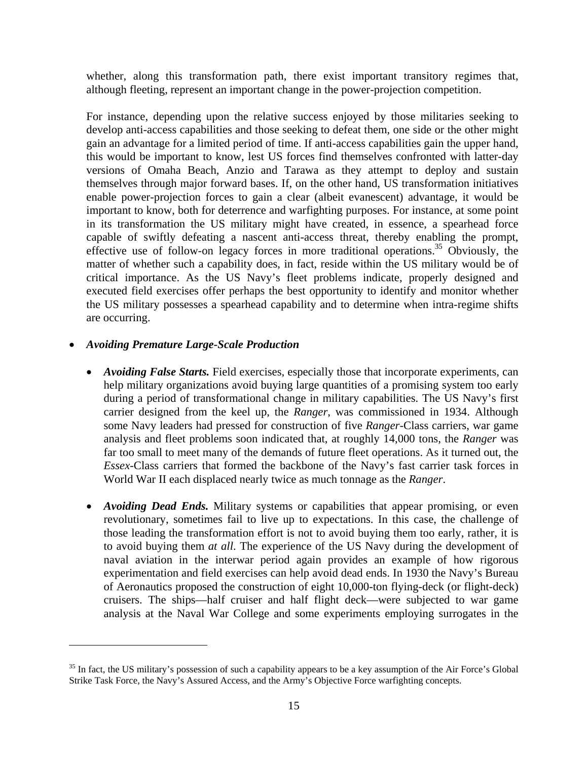whether, along this transformation path, there exist important transitory regimes that, although fleeting, represent an important change in the power-projection competition.

For instance, depending upon the relative success enjoyed by those militaries seeking to develop anti-access capabilities and those seeking to defeat them, one side or the other might gain an advantage for a limited period of time. If anti-access capabilities gain the upper hand, this would be important to know, lest US forces find themselves confronted with latter-day versions of Omaha Beach, Anzio and Tarawa as they attempt to deploy and sustain themselves through major forward bases. If, on the other hand, US transformation initiatives enable power-projection forces to gain a clear (albeit evanescent) advantage, it would be important to know, both for deterrence and warfighting purposes. For instance, at some point in its transformation the US military might have created, in essence, a spearhead force capable of swiftly defeating a nascent anti-access threat, thereby enabling the prompt, effective use of follow-on legacy forces in more traditional operations.[35] Obviously, the matter of whether such a capability does, in fact, reside within the US military would be of critical importance. As the US Navy's fleet problems indicate, properly designed and executed field exercises offer perhaps the best opportunity to identify and monitor whether the US military possesses a spearhead capability and to determine when intra-regime shifts are occurring.

- ***Avoiding Premature Large-Scale Production***
  - ***Avoiding False Starts.*** Field exercises, especially those that incorporate experiments, can help military organizations avoid buying large quantities of a promising system too early during a period of transformational change in military capabilities. The US Navy's first carrier designed from the keel up, the *Ranger*, was commissioned in 1934. Although some Navy leaders had pressed for construction of five *Ranger*-Class carriers, war game analysis and fleet problems soon indicated that, at roughly 14,000 tons, the *Ranger* was far too small to meet many of the demands of future fleet operations. As it turned out, the *Essex*-Class carriers that formed the backbone of the Navy's fast carrier task forces in World War II each displaced nearly twice as much tonnage as the *Ranger*.
  - ***Avoiding Dead Ends.*** Military systems or capabilities that appear promising, or even revolutionary, sometimes fail to live up to expectations. In this case, the challenge of those leading the transformation effort is not to avoid buying them too early, rather, it is to avoid buying them *at all*. The experience of the US Navy during the development of naval aviation in the interwar period again provides an example of how rigorous experimentation and field exercises can help avoid dead ends. In 1930 the Navy's Bureau of Aeronautics proposed the construction of eight 10,000-ton flying-deck (or flight-deck) cruisers. The ships—half cruiser and half flight deck—were subjected to war game analysis at the Naval War College and some experiments employing surrogates in the

[35] In fact, the US military's possession of such a capability appears to be a key assumption of the Air Force's Global Strike Task Force, the Navy's Assured Access, and the Army's Objective Force warfighting concepts.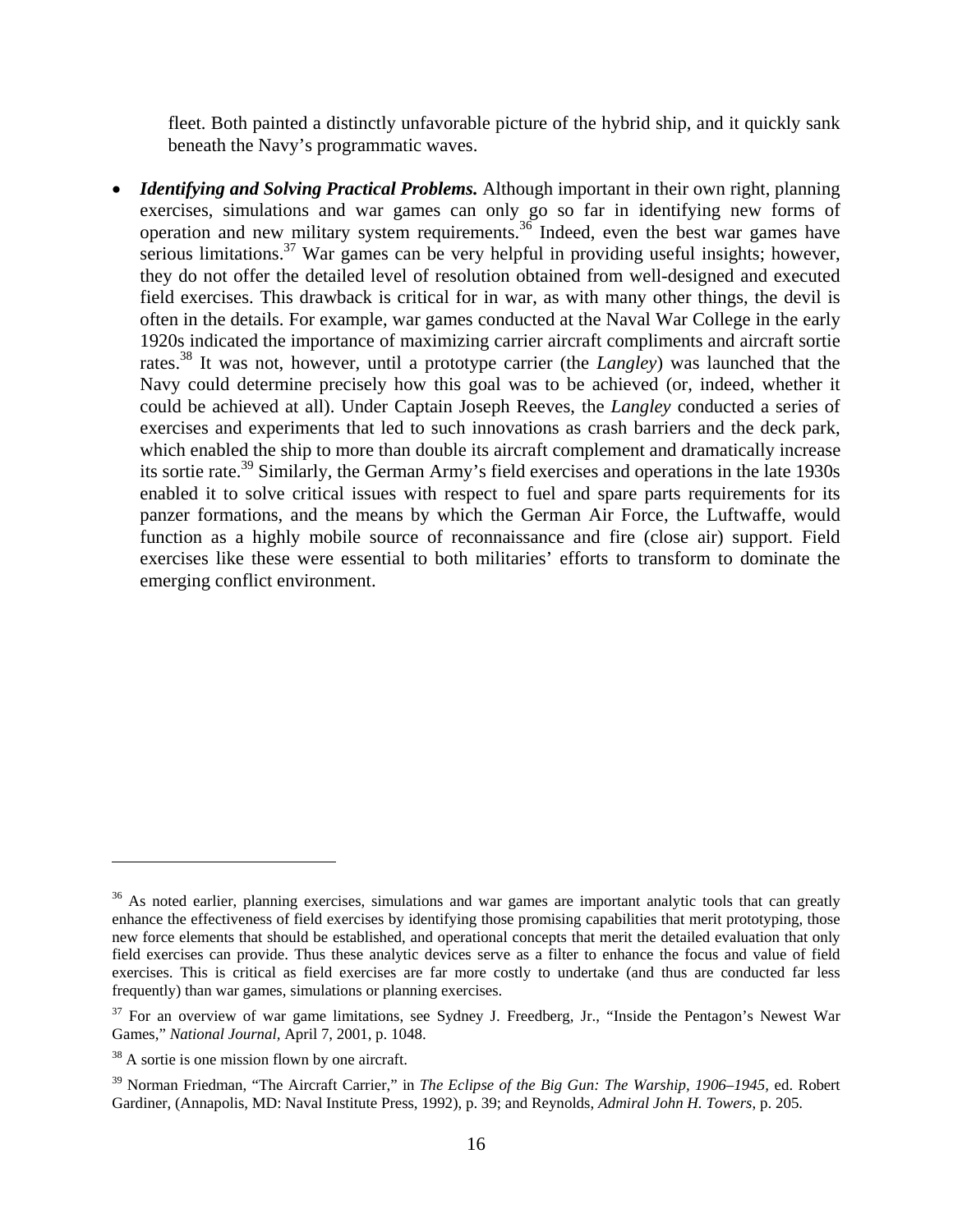fleet. Both painted a distinctly unfavorable picture of the hybrid ship, and it quickly sank beneath the Navy's programmatic waves.

- ***Identifying and Solving Practical Problems.*** Although important in their own right, planning exercises, simulations and war games can only go so far in identifying new forms of operation and new military system requirements.[36] Indeed, even the best war games have serious limitations.[37] War games can be very helpful in providing useful insights; however, they do not offer the detailed level of resolution obtained from well-designed and executed field exercises. This drawback is critical for in war, as with many other things, the devil is often in the details. For example, war games conducted at the Naval War College in the early 1920s indicated the importance of maximizing carrier aircraft compliments and aircraft sortie rates.[38] It was not, however, until a prototype carrier (the *Langley*) was launched that the Navy could determine precisely how this goal was to be achieved (or, indeed, whether it could be achieved at all). Under Captain Joseph Reeves, the *Langley* conducted a series of exercises and experiments that led to such innovations as crash barriers and the deck park, which enabled the ship to more than double its aircraft complement and dramatically increase its sortie rate.[39] Similarly, the German Army's field exercises and operations in the late 1930s enabled it to solve critical issues with respect to fuel and spare parts requirements for its panzer formations, and the means by which the German Air Force, the Luftwaffe, would function as a highly mobile source of reconnaissance and fire (close air) support. Field exercises like these were essential to both militaries' efforts to transform to dominate the emerging conflict environment.

---

[36] As noted earlier, planning exercises, simulations and war games are important analytic tools that can greatly enhance the effectiveness of field exercises by identifying those promising capabilities that merit prototyping, those new force elements that should be established, and operational concepts that merit the detailed evaluation that only field exercises can provide. Thus these analytic devices serve as a filter to enhance the focus and value of field exercises. This is critical as field exercises are far more costly to undertake (and thus are conducted far less frequently) than war games, simulations or planning exercises.

[37] For an overview of war game limitations, see Sydney J. Freedberg, Jr., "Inside the Pentagon's Newest War Games," *National Journal*, April 7, 2001, p. 1048.

[38] A sortie is one mission flown by one aircraft.

[39] Norman Friedman, "The Aircraft Carrier," in *The Eclipse of the Big Gun: The Warship, 1906–1945,* ed. Robert Gardiner, (Annapolis, MD: Naval Institute Press, 1992), p. 39; and Reynolds, *Admiral John H. Towers*, p. 205.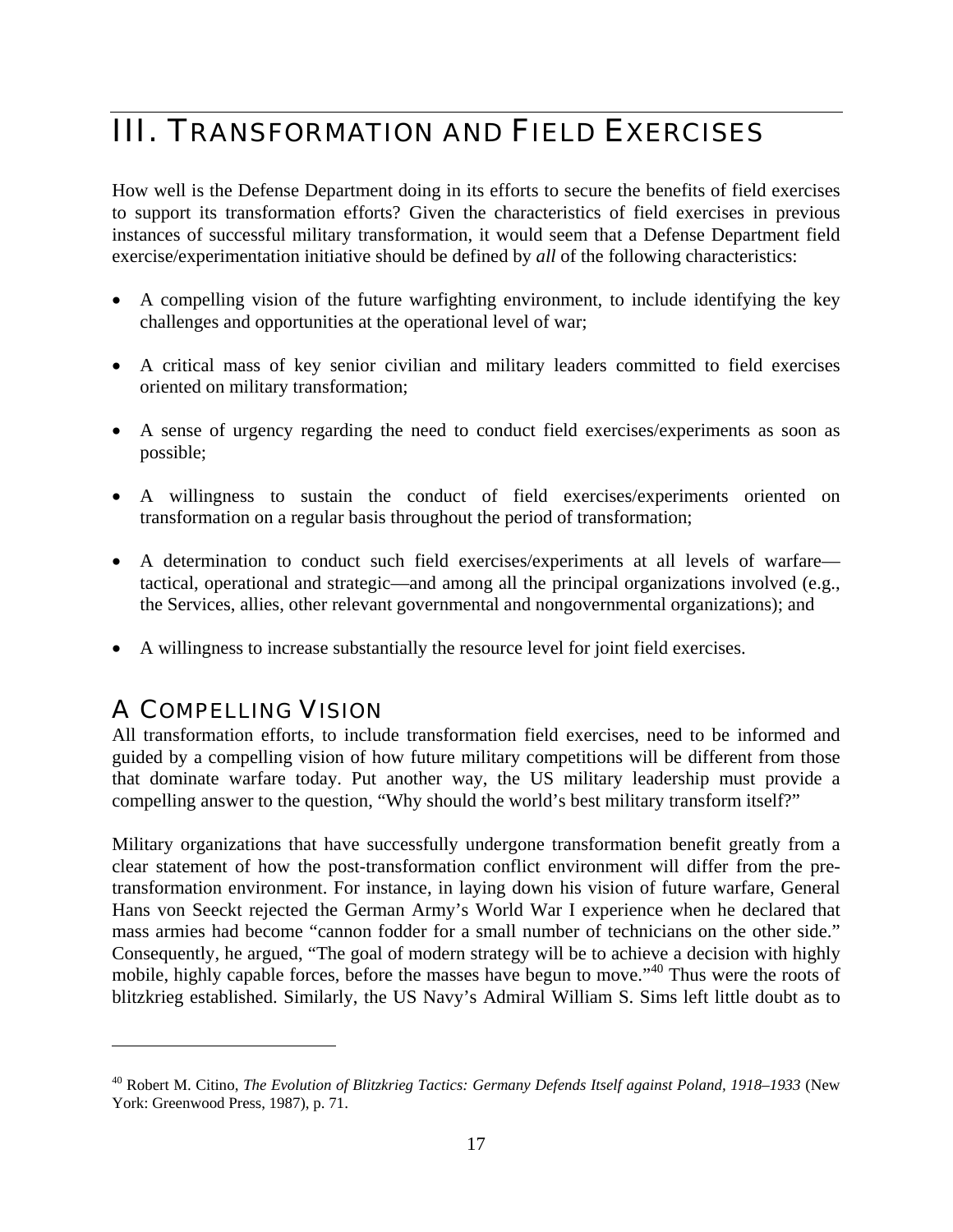# III. Transformation and Field Exercises

How well is the Defense Department doing in its efforts to secure the benefits of field exercises to support its transformation efforts? Given the characteristics of field exercises in previous instances of successful military transformation, it would seem that a Defense Department field exercise/experimentation initiative should be defined by *all* of the following characteristics:

- A compelling vision of the future warfighting environment, to include identifying the key challenges and opportunities at the operational level of war;
- A critical mass of key senior civilian and military leaders committed to field exercises oriented on military transformation;
- A sense of urgency regarding the need to conduct field exercises/experiments as soon as possible;
- A willingness to sustain the conduct of field exercises/experiments oriented on transformation on a regular basis throughout the period of transformation;
- A determination to conduct such field exercises/experiments at all levels of warfare—tactical, operational and strategic—and among all the principal organizations involved (e.g., the Services, allies, other relevant governmental and nongovernmental organizations); and
- A willingness to increase substantially the resource level for joint field exercises.

## A Compelling Vision

All transformation efforts, to include transformation field exercises, need to be informed and guided by a compelling vision of how future military competitions will be different from those that dominate warfare today. Put another way, the US military leadership must provide a compelling answer to the question, "Why should the world's best military transform itself?"

Military organizations that have successfully undergone transformation benefit greatly from a clear statement of how the post-transformation conflict environment will differ from the pre-transformation environment. For instance, in laying down his vision of future warfare, General Hans von Seeckt rejected the German Army's World War I experience when he declared that mass armies had become "cannon fodder for a small number of technicians on the other side." Consequently, he argued, "The goal of modern strategy will be to achieve a decision with highly mobile, highly capable forces, before the masses have begun to move."[40] Thus were the roots of blitzkrieg established. Similarly, the US Navy's Admiral William S. Sims left little doubt as to

---

[40] Robert M. Citino, *The Evolution of Blitzkrieg Tactics: Germany Defends Itself against Poland, 1918–1933* (New York: Greenwood Press, 1987), p. 71.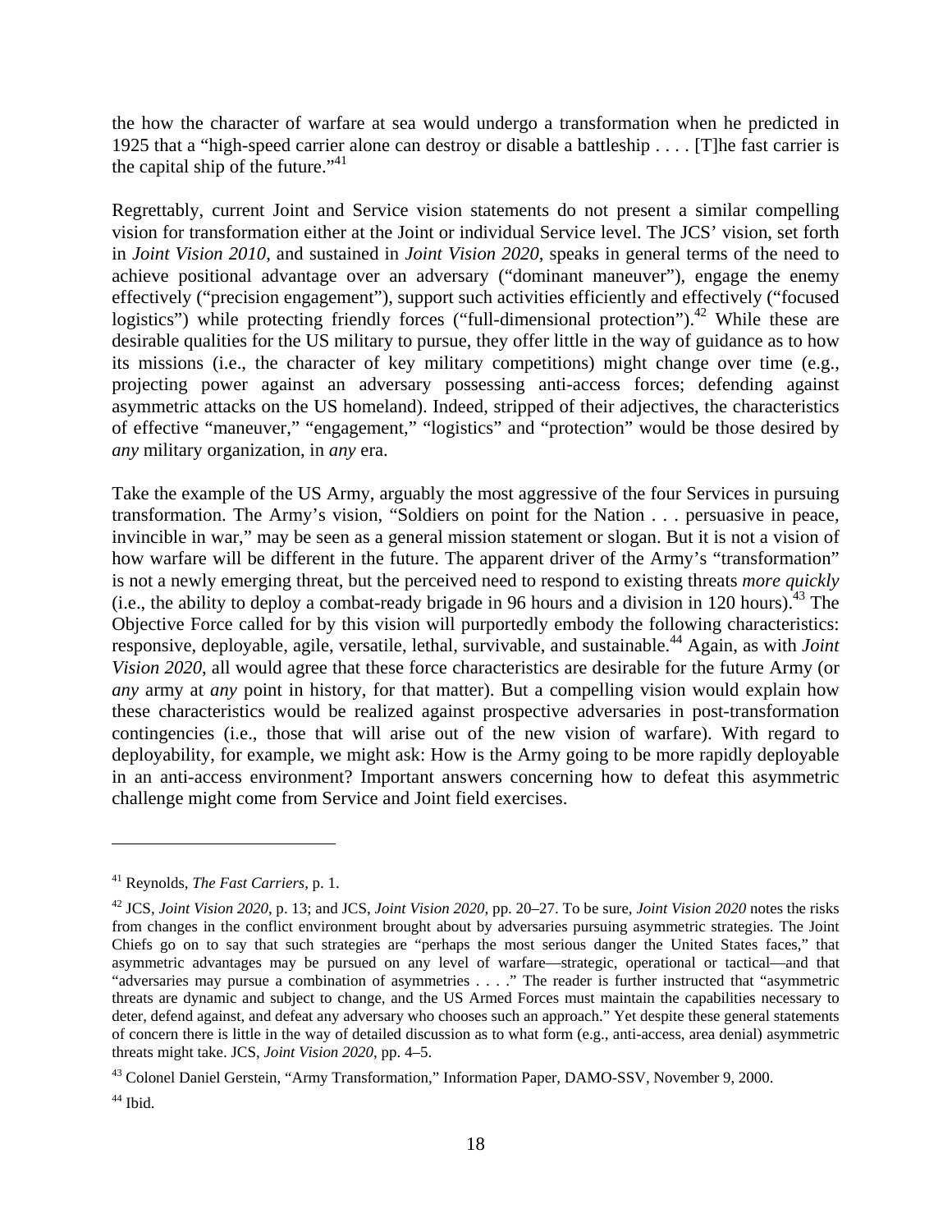the how the character of warfare at sea would undergo a transformation when he predicted in 1925 that a "high-speed carrier alone can destroy or disable a battleship . . . . [T]he fast carrier is the capital ship of the future."[41]

Regrettably, current Joint and Service vision statements do not present a similar compelling vision for transformation either at the Joint or individual Service level. The JCS' vision, set forth in *Joint Vision 2010*, and sustained in *Joint Vision 2020*, speaks in general terms of the need to achieve positional advantage over an adversary ("dominant maneuver"), engage the enemy effectively ("precision engagement"), support such activities efficiently and effectively ("focused logistics") while protecting friendly forces ("full-dimensional protection").[42] While these are desirable qualities for the US military to pursue, they offer little in the way of guidance as to how its missions (i.e., the character of key military competitions) might change over time (e.g., projecting power against an adversary possessing anti-access forces; defending against asymmetric attacks on the US homeland). Indeed, stripped of their adjectives, the characteristics of effective "maneuver," "engagement," "logistics" and "protection" would be those desired by *any* military organization, in *any* era.

Take the example of the US Army, arguably the most aggressive of the four Services in pursuing transformation. The Army's vision, "Soldiers on point for the Nation . . . persuasive in peace, invincible in war," may be seen as a general mission statement or slogan. But it is not a vision of how warfare will be different in the future. The apparent driver of the Army's "transformation" is not a newly emerging threat, but the perceived need to respond to existing threats *more quickly* (i.e., the ability to deploy a combat-ready brigade in 96 hours and a division in 120 hours).[43] The Objective Force called for by this vision will purportedly embody the following characteristics: responsive, deployable, agile, versatile, lethal, survivable, and sustainable.[44] Again, as with *Joint Vision 2020*, all would agree that these force characteristics are desirable for the future Army (or *any* army at *any* point in history, for that matter). But a compelling vision would explain how these characteristics would be realized against prospective adversaries in post-transformation contingencies (i.e., those that will arise out of the new vision of warfare). With regard to deployability, for example, we might ask: How is the Army going to be more rapidly deployable in an anti-access environment? Important answers concerning how to defeat this asymmetric challenge might come from Service and Joint field exercises.

---

[41] Reynolds, *The Fast Carriers*, p. 1.

[42] JCS, *Joint Vision 2020*, p. 13; and JCS, *Joint Vision 2020*, pp. 20–27. To be sure, *Joint Vision 2020* notes the risks from changes in the conflict environment brought about by adversaries pursuing asymmetric strategies. The Joint Chiefs go on to say that such strategies are "perhaps the most serious danger the United States faces," that asymmetric advantages may be pursued on any level of warfare—strategic, operational or tactical—and that "adversaries may pursue a combination of asymmetries . . . ." The reader is further instructed that "asymmetric threats are dynamic and subject to change, and the US Armed Forces must maintain the capabilities necessary to deter, defend against, and defeat any adversary who chooses such an approach." Yet despite these general statements of concern there is little in the way of detailed discussion as to what form (e.g., anti-access, area denial) asymmetric threats might take. JCS, *Joint Vision 2020*, pp. 4–5.

[43] Colonel Daniel Gerstein, "Army Transformation," Information Paper, DAMO-SSV, November 9, 2000.

[44] Ibid.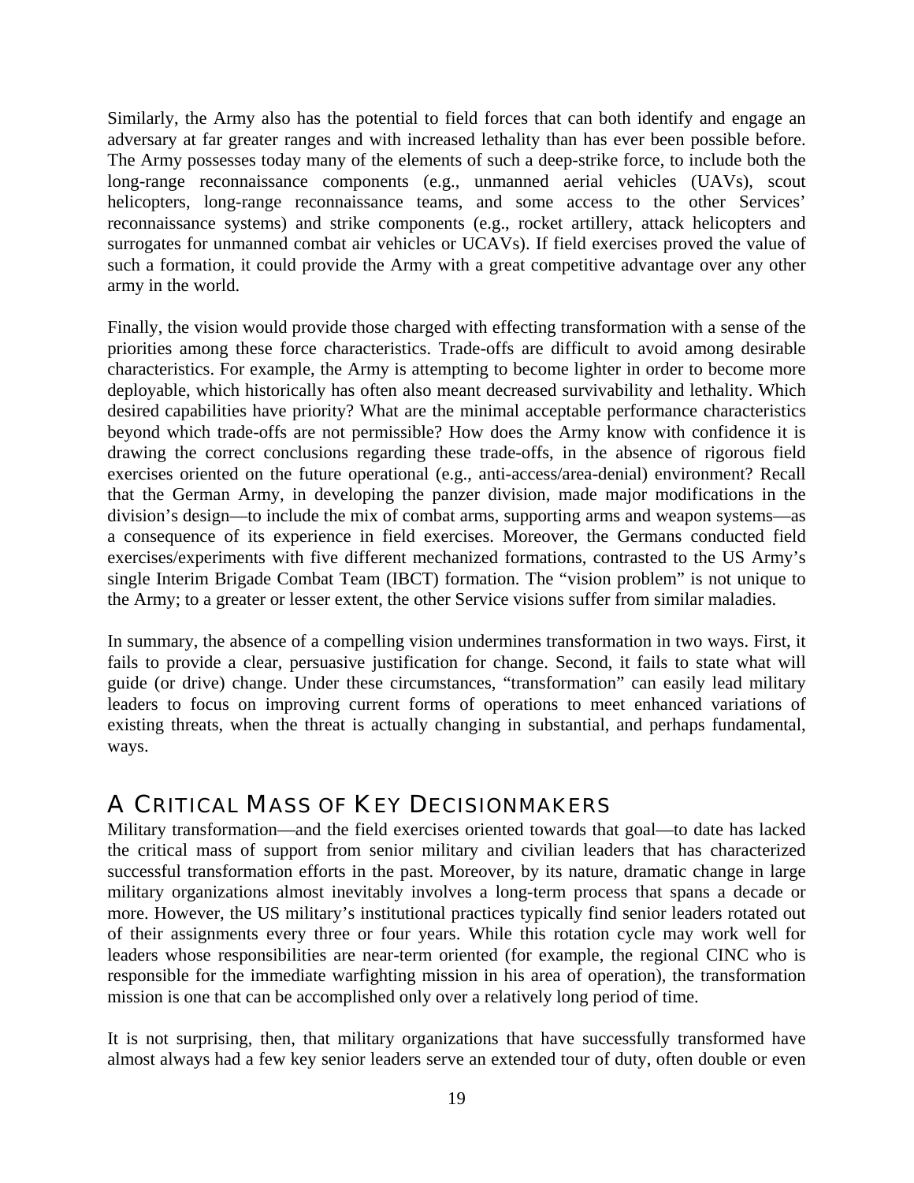Similarly, the Army also has the potential to field forces that can both identify and engage an adversary at far greater ranges and with increased lethality than has ever been possible before. The Army possesses today many of the elements of such a deep-strike force, to include both the long-range reconnaissance components (e.g., unmanned aerial vehicles (UAVs), scout helicopters, long-range reconnaissance teams, and some access to the other Services' reconnaissance systems) and strike components (e.g., rocket artillery, attack helicopters and surrogates for unmanned combat air vehicles or UCAVs). If field exercises proved the value of such a formation, it could provide the Army with a great competitive advantage over any other army in the world.

Finally, the vision would provide those charged with effecting transformation with a sense of the priorities among these force characteristics. Trade-offs are difficult to avoid among desirable characteristics. For example, the Army is attempting to become lighter in order to become more deployable, which historically has often also meant decreased survivability and lethality. Which desired capabilities have priority? What are the minimal acceptable performance characteristics beyond which trade-offs are not permissible? How does the Army know with confidence it is drawing the correct conclusions regarding these trade-offs, in the absence of rigorous field exercises oriented on the future operational (e.g., anti-access/area-denial) environment? Recall that the German Army, in developing the panzer division, made major modifications in the division's design—to include the mix of combat arms, supporting arms and weapon systems—as a consequence of its experience in field exercises. Moreover, the Germans conducted field exercises/experiments with five different mechanized formations, contrasted to the US Army's single Interim Brigade Combat Team (IBCT) formation. The "vision problem" is not unique to the Army; to a greater or lesser extent, the other Service visions suffer from similar maladies.

In summary, the absence of a compelling vision undermines transformation in two ways. First, it fails to provide a clear, persuasive justification for change. Second, it fails to state what will guide (or drive) change. Under these circumstances, "transformation" can easily lead military leaders to focus on improving current forms of operations to meet enhanced variations of existing threats, when the threat is actually changing in substantial, and perhaps fundamental, ways.

## A Critical Mass of Key Decisionmakers

Military transformation—and the field exercises oriented towards that goal—to date has lacked the critical mass of support from senior military and civilian leaders that has characterized successful transformation efforts in the past. Moreover, by its nature, dramatic change in large military organizations almost inevitably involves a long-term process that spans a decade or more. However, the US military's institutional practices typically find senior leaders rotated out of their assignments every three or four years. While this rotation cycle may work well for leaders whose responsibilities are near-term oriented (for example, the regional CINC who is responsible for the immediate warfighting mission in his area of operation), the transformation mission is one that can be accomplished only over a relatively long period of time.

It is not surprising, then, that military organizations that have successfully transformed have almost always had a few key senior leaders serve an extended tour of duty, often double or even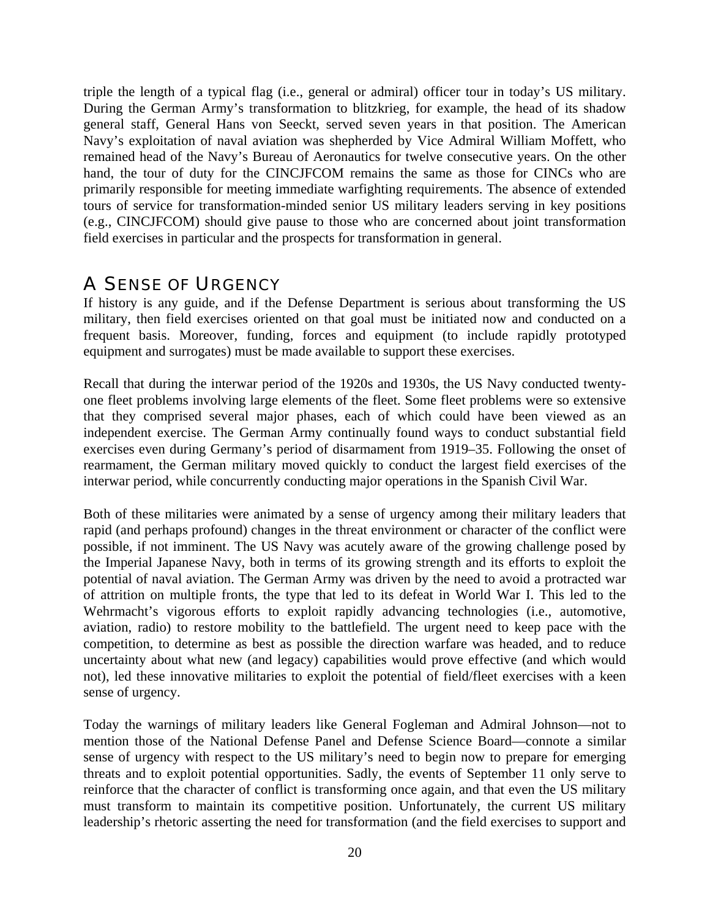triple the length of a typical flag (i.e., general or admiral) officer tour in today's US military. During the German Army's transformation to blitzkrieg, for example, the head of its shadow general staff, General Hans von Seeckt, served seven years in that position. The American Navy's exploitation of naval aviation was shepherded by Vice Admiral William Moffett, who remained head of the Navy's Bureau of Aeronautics for twelve consecutive years. On the other hand, the tour of duty for the CINCJFCOM remains the same as those for CINCs who are primarily responsible for meeting immediate warfighting requirements. The absence of extended tours of service for transformation-minded senior US military leaders serving in key positions (e.g., CINCJFCOM) should give pause to those who are concerned about joint transformation field exercises in particular and the prospects for transformation in general.

## A SENSE OF URGENCY

If history is any guide, and if the Defense Department is serious about transforming the US military, then field exercises oriented on that goal must be initiated now and conducted on a frequent basis. Moreover, funding, forces and equipment (to include rapidly prototyped equipment and surrogates) must be made available to support these exercises.

Recall that during the interwar period of the 1920s and 1930s, the US Navy conducted twenty-one fleet problems involving large elements of the fleet. Some fleet problems were so extensive that they comprised several major phases, each of which could have been viewed as an independent exercise. The German Army continually found ways to conduct substantial field exercises even during Germany's period of disarmament from 1919–35. Following the onset of rearmament, the German military moved quickly to conduct the largest field exercises of the interwar period, while concurrently conducting major operations in the Spanish Civil War.

Both of these militaries were animated by a sense of urgency among their military leaders that rapid (and perhaps profound) changes in the threat environment or character of the conflict were possible, if not imminent. The US Navy was acutely aware of the growing challenge posed by the Imperial Japanese Navy, both in terms of its growing strength and its efforts to exploit the potential of naval aviation. The German Army was driven by the need to avoid a protracted war of attrition on multiple fronts, the type that led to its defeat in World War I. This led to the Wehrmacht's vigorous efforts to exploit rapidly advancing technologies (i.e., automotive, aviation, radio) to restore mobility to the battlefield. The urgent need to keep pace with the competition, to determine as best as possible the direction warfare was headed, and to reduce uncertainty about what new (and legacy) capabilities would prove effective (and which would not), led these innovative militaries to exploit the potential of field/fleet exercises with a keen sense of urgency.

Today the warnings of military leaders like General Fogleman and Admiral Johnson—not to mention those of the National Defense Panel and Defense Science Board—connote a similar sense of urgency with respect to the US military's need to begin now to prepare for emerging threats and to exploit potential opportunities. Sadly, the events of September 11 only serve to reinforce that the character of conflict is transforming once again, and that even the US military must transform to maintain its competitive position. Unfortunately, the current US military leadership's rhetoric asserting the need for transformation (and the field exercises to support and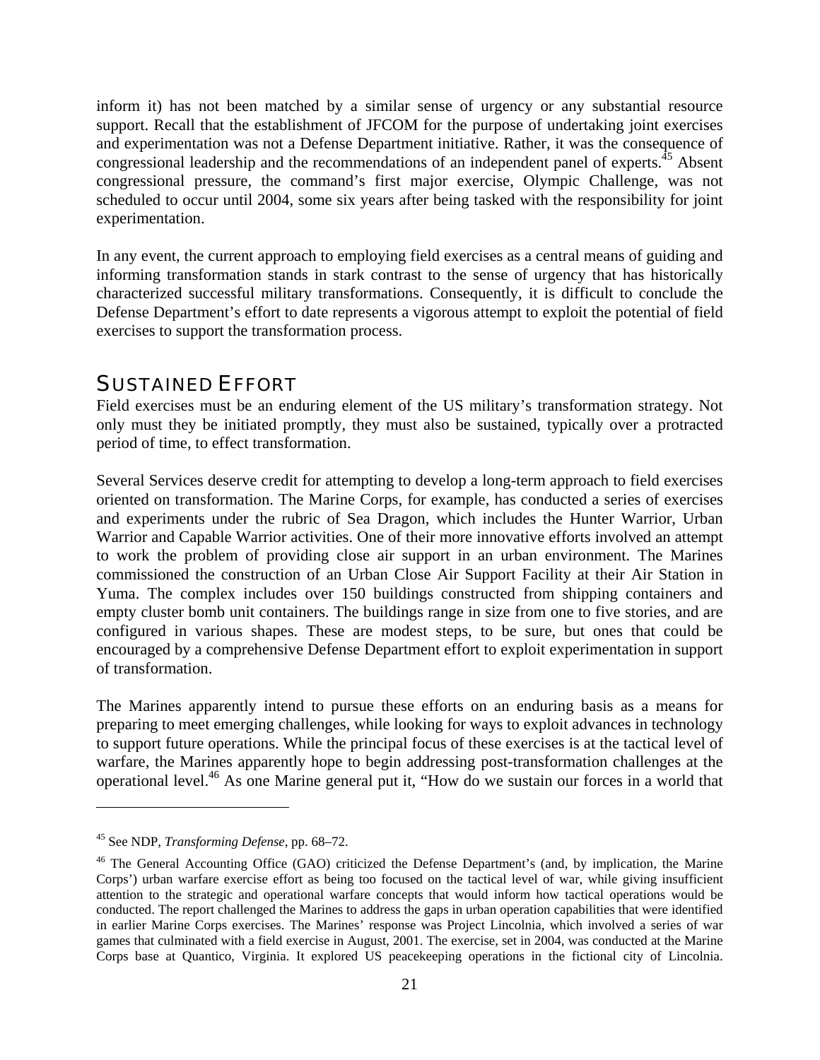inform it) has not been matched by a similar sense of urgency or any substantial resource support. Recall that the establishment of JFCOM for the purpose of undertaking joint exercises and experimentation was not a Defense Department initiative. Rather, it was the consequence of congressional leadership and the recommendations of an independent panel of experts.[45] Absent congressional pressure, the command's first major exercise, Olympic Challenge, was not scheduled to occur until 2004, some six years after being tasked with the responsibility for joint experimentation.

In any event, the current approach to employing field exercises as a central means of guiding and informing transformation stands in stark contrast to the sense of urgency that has historically characterized successful military transformations. Consequently, it is difficult to conclude the Defense Department's effort to date represents a vigorous attempt to exploit the potential of field exercises to support the transformation process.

## SUSTAINED EFFORT

Field exercises must be an enduring element of the US military's transformation strategy. Not only must they be initiated promptly, they must also be sustained, typically over a protracted period of time, to effect transformation.

Several Services deserve credit for attempting to develop a long-term approach to field exercises oriented on transformation. The Marine Corps, for example, has conducted a series of exercises and experiments under the rubric of Sea Dragon, which includes the Hunter Warrior, Urban Warrior and Capable Warrior activities. One of their more innovative efforts involved an attempt to work the problem of providing close air support in an urban environment. The Marines commissioned the construction of an Urban Close Air Support Facility at their Air Station in Yuma. The complex includes over 150 buildings constructed from shipping containers and empty cluster bomb unit containers. The buildings range in size from one to five stories, and are configured in various shapes. These are modest steps, to be sure, but ones that could be encouraged by a comprehensive Defense Department effort to exploit experimentation in support of transformation.

The Marines apparently intend to pursue these efforts on an enduring basis as a means for preparing to meet emerging challenges, while looking for ways to exploit advances in technology to support future operations. While the principal focus of these exercises is at the tactical level of warfare, the Marines apparently hope to begin addressing post-transformation challenges at the operational level.[46] As one Marine general put it, "How do we sustain our forces in a world that

---

[45] See NDP, *Transforming Defense*, pp. 68–72.

[46] The General Accounting Office (GAO) criticized the Defense Department's (and, by implication, the Marine Corps') urban warfare exercise effort as being too focused on the tactical level of war, while giving insufficient attention to the strategic and operational warfare concepts that would inform how tactical operations would be conducted. The report challenged the Marines to address the gaps in urban operation capabilities that were identified in earlier Marine Corps exercises. The Marines' response was Project Lincolnia, which involved a series of war games that culminated with a field exercise in August, 2001. The exercise, set in 2004, was conducted at the Marine Corps base at Quantico, Virginia. It explored US peacekeeping operations in the fictional city of Lincolnia.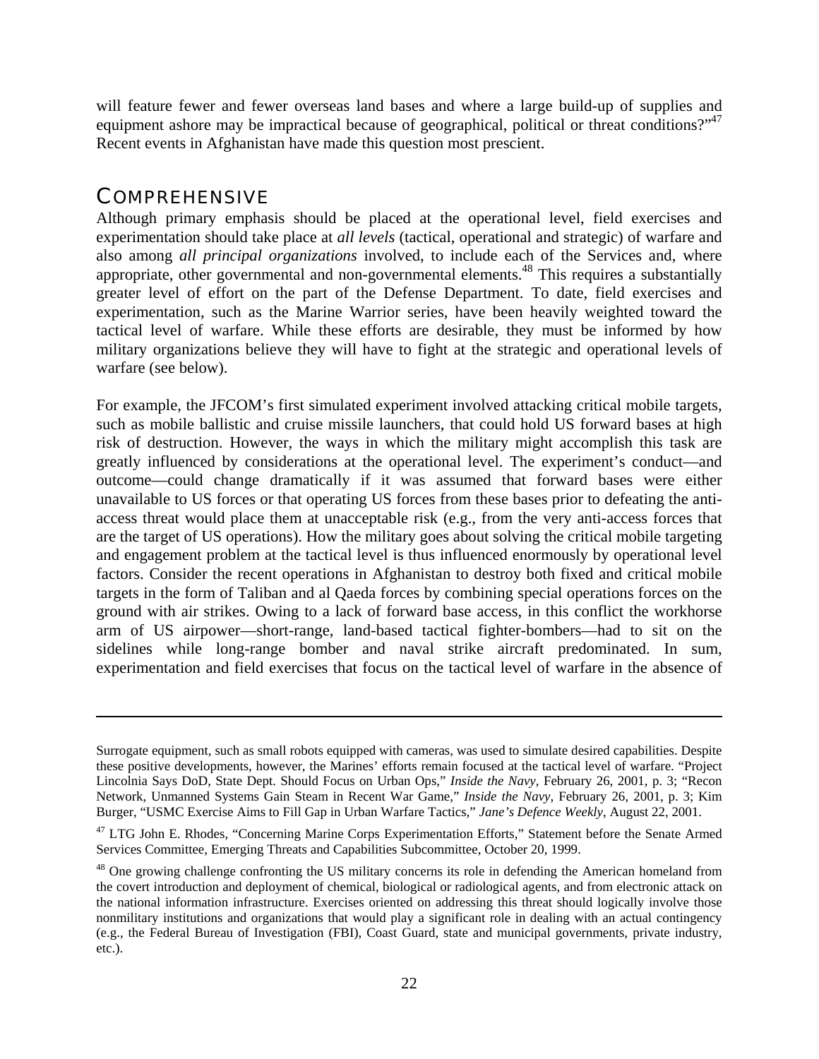will feature fewer and fewer overseas land bases and where a large build-up of supplies and equipment ashore may be impractical because of geographical, political or threat conditions?"[47] Recent events in Afghanistan have made this question most prescient.

## COMPREHENSIVE

Although primary emphasis should be placed at the operational level, field exercises and experimentation should take place at *all levels* (tactical, operational and strategic) of warfare and also among *all principal organizations* involved, to include each of the Services and, where appropriate, other governmental and non-governmental elements.[48] This requires a substantially greater level of effort on the part of the Defense Department. To date, field exercises and experimentation, such as the Marine Warrior series, have been heavily weighted toward the tactical level of warfare. While these efforts are desirable, they must be informed by how military organizations believe they will have to fight at the strategic and operational levels of warfare (see below).

For example, the JFCOM's first simulated experiment involved attacking critical mobile targets, such as mobile ballistic and cruise missile launchers, that could hold US forward bases at high risk of destruction. However, the ways in which the military might accomplish this task are greatly influenced by considerations at the operational level. The experiment's conduct—and outcome—could change dramatically if it was assumed that forward bases were either unavailable to US forces or that operating US forces from these bases prior to defeating the anti-access threat would place them at unacceptable risk (e.g., from the very anti-access forces that are the target of US operations). How the military goes about solving the critical mobile targeting and engagement problem at the tactical level is thus influenced enormously by operational level factors. Consider the recent operations in Afghanistan to destroy both fixed and critical mobile targets in the form of Taliban and al Qaeda forces by combining special operations forces on the ground with air strikes. Owing to a lack of forward base access, in this conflict the workhorse arm of US airpower—short-range, land-based tactical fighter-bombers—had to sit on the sidelines while long-range bomber and naval strike aircraft predominated. In sum, experimentation and field exercises that focus on the tactical level of warfare in the absence of

---

Surrogate equipment, such as small robots equipped with cameras, was used to simulate desired capabilities. Despite these positive developments, however, the Marines' efforts remain focused at the tactical level of warfare. "Project Lincolnia Says DoD, State Dept. Should Focus on Urban Ops," *Inside the Navy*, February 26, 2001, p. 3; "Recon Network, Unmanned Systems Gain Steam in Recent War Game," *Inside the Navy*, February 26, 2001, p. 3; Kim Burger, "USMC Exercise Aims to Fill Gap in Urban Warfare Tactics," *Jane's Defence Weekly*, August 22, 2001.

[47] LTG John E. Rhodes, "Concerning Marine Corps Experimentation Efforts," Statement before the Senate Armed Services Committee, Emerging Threats and Capabilities Subcommittee, October 20, 1999.

[48] One growing challenge confronting the US military concerns its role in defending the American homeland from the covert introduction and deployment of chemical, biological or radiological agents, and from electronic attack on the national information infrastructure. Exercises oriented on addressing this threat should logically involve those nonmilitary institutions and organizations that would play a significant role in dealing with an actual contingency (e.g., the Federal Bureau of Investigation (FBI), Coast Guard, state and municipal governments, private industry, etc.).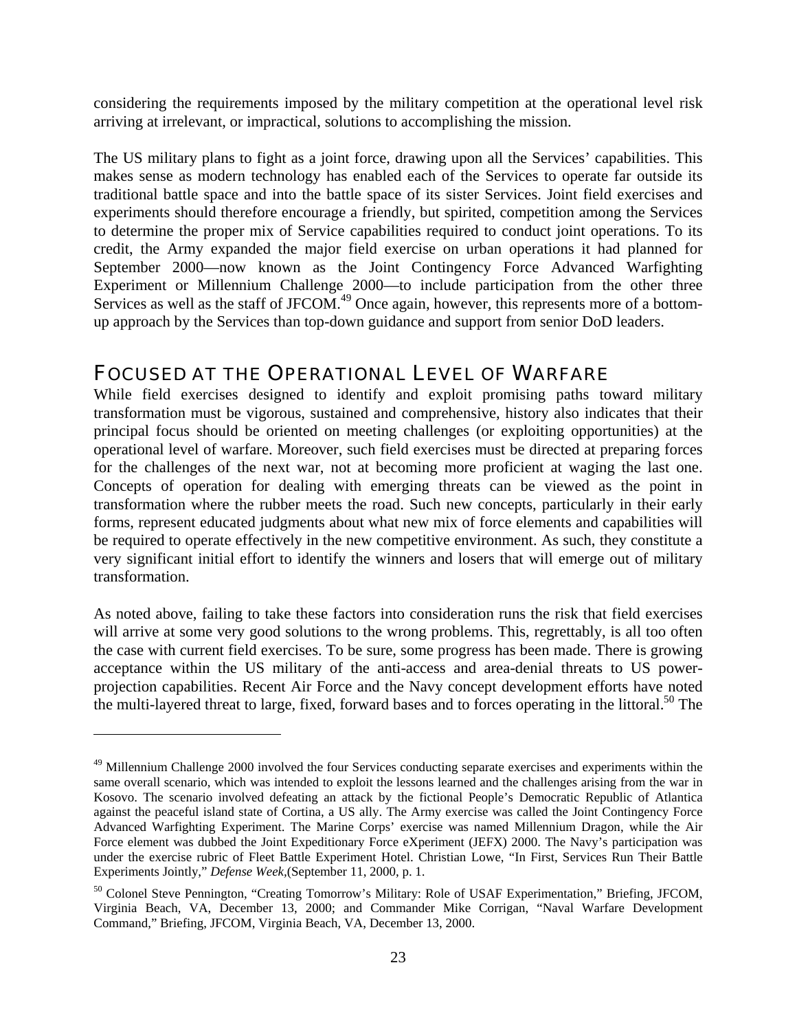considering the requirements imposed by the military competition at the operational level risk arriving at irrelevant, or impractical, solutions to accomplishing the mission.

The US military plans to fight as a joint force, drawing upon all the Services' capabilities. This makes sense as modern technology has enabled each of the Services to operate far outside its traditional battle space and into the battle space of its sister Services. Joint field exercises and experiments should therefore encourage a friendly, but spirited, competition among the Services to determine the proper mix of Service capabilities required to conduct joint operations. To its credit, the Army expanded the major field exercise on urban operations it had planned for September 2000—now known as the Joint Contingency Force Advanced Warfighting Experiment or Millennium Challenge 2000—to include participation from the other three Services as well as the staff of JFCOM.[49] Once again, however, this represents more of a bottom-up approach by the Services than top-down guidance and support from senior DoD leaders.

## FOCUSED AT THE OPERATIONAL LEVEL OF WARFARE

While field exercises designed to identify and exploit promising paths toward military transformation must be vigorous, sustained and comprehensive, history also indicates that their principal focus should be oriented on meeting challenges (or exploiting opportunities) at the operational level of warfare. Moreover, such field exercises must be directed at preparing forces for the challenges of the next war, not at becoming more proficient at waging the last one. Concepts of operation for dealing with emerging threats can be viewed as the point in transformation where the rubber meets the road. Such new concepts, particularly in their early forms, represent educated judgments about what new mix of force elements and capabilities will be required to operate effectively in the new competitive environment. As such, they constitute a very significant initial effort to identify the winners and losers that will emerge out of military transformation.

As noted above, failing to take these factors into consideration runs the risk that field exercises will arrive at some very good solutions to the wrong problems. This, regrettably, is all too often the case with current field exercises. To be sure, some progress has been made. There is growing acceptance within the US military of the anti-access and area-denial threats to US power-projection capabilities. Recent Air Force and the Navy concept development efforts have noted the multi-layered threat to large, fixed, forward bases and to forces operating in the littoral.[50] The

---

[49] Millennium Challenge 2000 involved the four Services conducting separate exercises and experiments within the same overall scenario, which was intended to exploit the lessons learned and the challenges arising from the war in Kosovo. The scenario involved defeating an attack by the fictional People's Democratic Republic of Atlantica against the peaceful island state of Cortina, a US ally. The Army exercise was called the Joint Contingency Force Advanced Warfighting Experiment. The Marine Corps' exercise was named Millennium Dragon, while the Air Force element was dubbed the Joint Expeditionary Force eXperiment (JEFX) 2000. The Navy's participation was under the exercise rubric of Fleet Battle Experiment Hotel. Christian Lowe, "In First, Services Run Their Battle Experiments Jointly," *Defense Week*,(September 11, 2000, p. 1.

[50] Colonel Steve Pennington, "Creating Tomorrow's Military: Role of USAF Experimentation," Briefing, JFCOM, Virginia Beach, VA, December 13, 2000; and Commander Mike Corrigan, "Naval Warfare Development Command," Briefing, JFCOM, Virginia Beach, VA, December 13, 2000.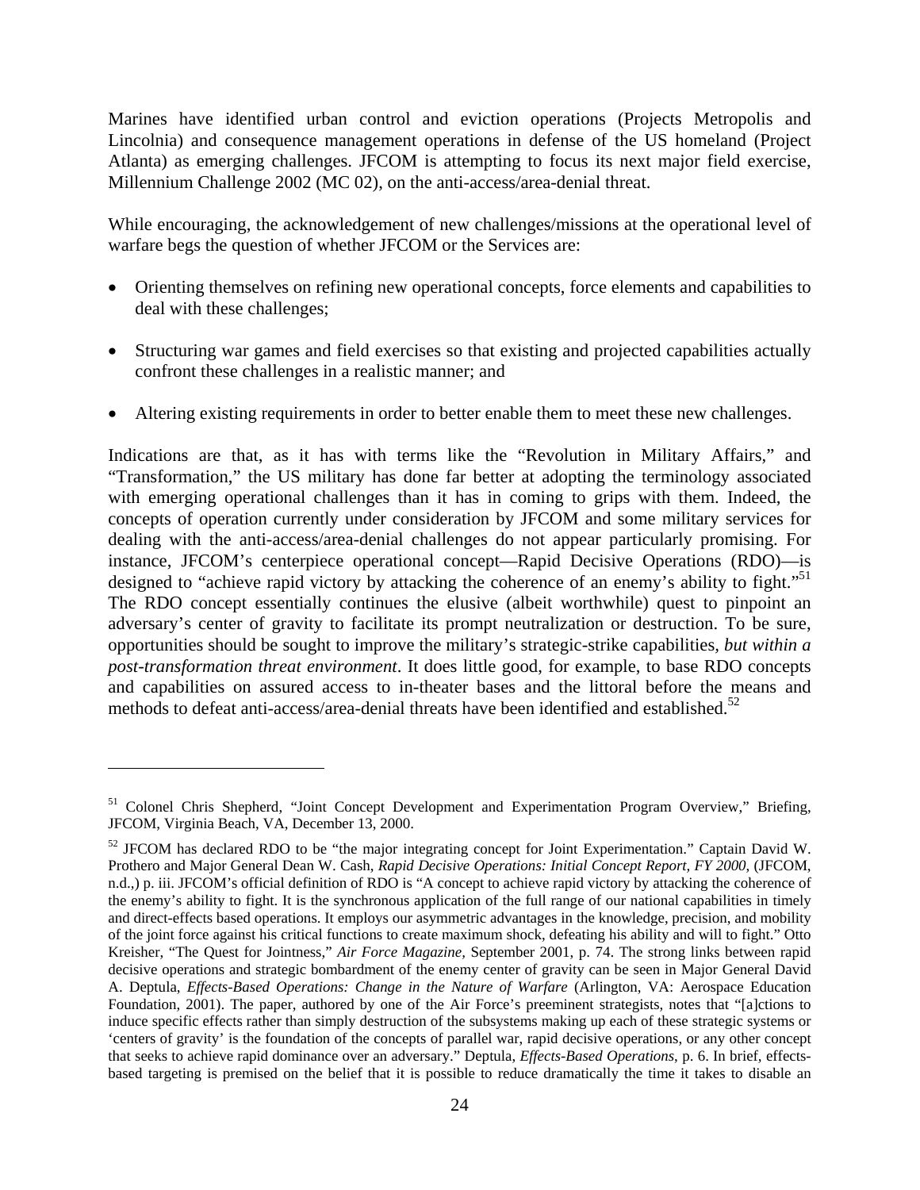Marines have identified urban control and eviction operations (Projects Metropolis and Lincolnia) and consequence management operations in defense of the US homeland (Project Atlanta) as emerging challenges. JFCOM is attempting to focus its next major field exercise, Millennium Challenge 2002 (MC 02), on the anti-access/area-denial threat.

While encouraging, the acknowledgement of new challenges/missions at the operational level of warfare begs the question of whether JFCOM or the Services are:

- Orienting themselves on refining new operational concepts, force elements and capabilities to deal with these challenges;
- Structuring war games and field exercises so that existing and projected capabilities actually confront these challenges in a realistic manner; and
- Altering existing requirements in order to better enable them to meet these new challenges.

Indications are that, as it has with terms like the "Revolution in Military Affairs," and "Transformation," the US military has done far better at adopting the terminology associated with emerging operational challenges than it has in coming to grips with them. Indeed, the concepts of operation currently under consideration by JFCOM and some military services for dealing with the anti-access/area-denial challenges do not appear particularly promising. For instance, JFCOM's centerpiece operational concept—Rapid Decisive Operations (RDO)—is designed to "achieve rapid victory by attacking the coherence of an enemy's ability to fight."[51] The RDO concept essentially continues the elusive (albeit worthwhile) quest to pinpoint an adversary's center of gravity to facilitate its prompt neutralization or destruction. To be sure, opportunities should be sought to improve the military's strategic-strike capabilities, *but within a post-transformation threat environment*. It does little good, for example, to base RDO concepts and capabilities on assured access to in-theater bases and the littoral before the means and methods to defeat anti-access/area-denial threats have been identified and established.[52]

---

[51] Colonel Chris Shepherd, "Joint Concept Development and Experimentation Program Overview," Briefing, JFCOM, Virginia Beach, VA, December 13, 2000.

[52] JFCOM has declared RDO to be "the major integrating concept for Joint Experimentation." Captain David W. Prothero and Major General Dean W. Cash, *Rapid Decisive Operations: Initial Concept Report, FY 2000*, (JFCOM, n.d.,) p. iii. JFCOM's official definition of RDO is "A concept to achieve rapid victory by attacking the coherence of the enemy's ability to fight. It is the synchronous application of the full range of our national capabilities in timely and direct-effects based operations. It employs our asymmetric advantages in the knowledge, precision, and mobility of the joint force against his critical functions to create maximum shock, defeating his ability and will to fight." Otto Kreisher, "The Quest for Jointness," *Air Force Magazine*, September 2001, p. 74. The strong links between rapid decisive operations and strategic bombardment of the enemy center of gravity can be seen in Major General David A. Deptula, *Effects-Based Operations: Change in the Nature of Warfare* (Arlington, VA: Aerospace Education Foundation, 2001). The paper, authored by one of the Air Force's preeminent strategists, notes that "[a]ctions to induce specific effects rather than simply destruction of the subsystems making up each of these strategic systems or 'centers of gravity' is the foundation of the concepts of parallel war, rapid decisive operations, or any other concept that seeks to achieve rapid dominance over an adversary." Deptula, *Effects-Based Operations*, p. 6. In brief, effects-based targeting is premised on the belief that it is possible to reduce dramatically the time it takes to disable an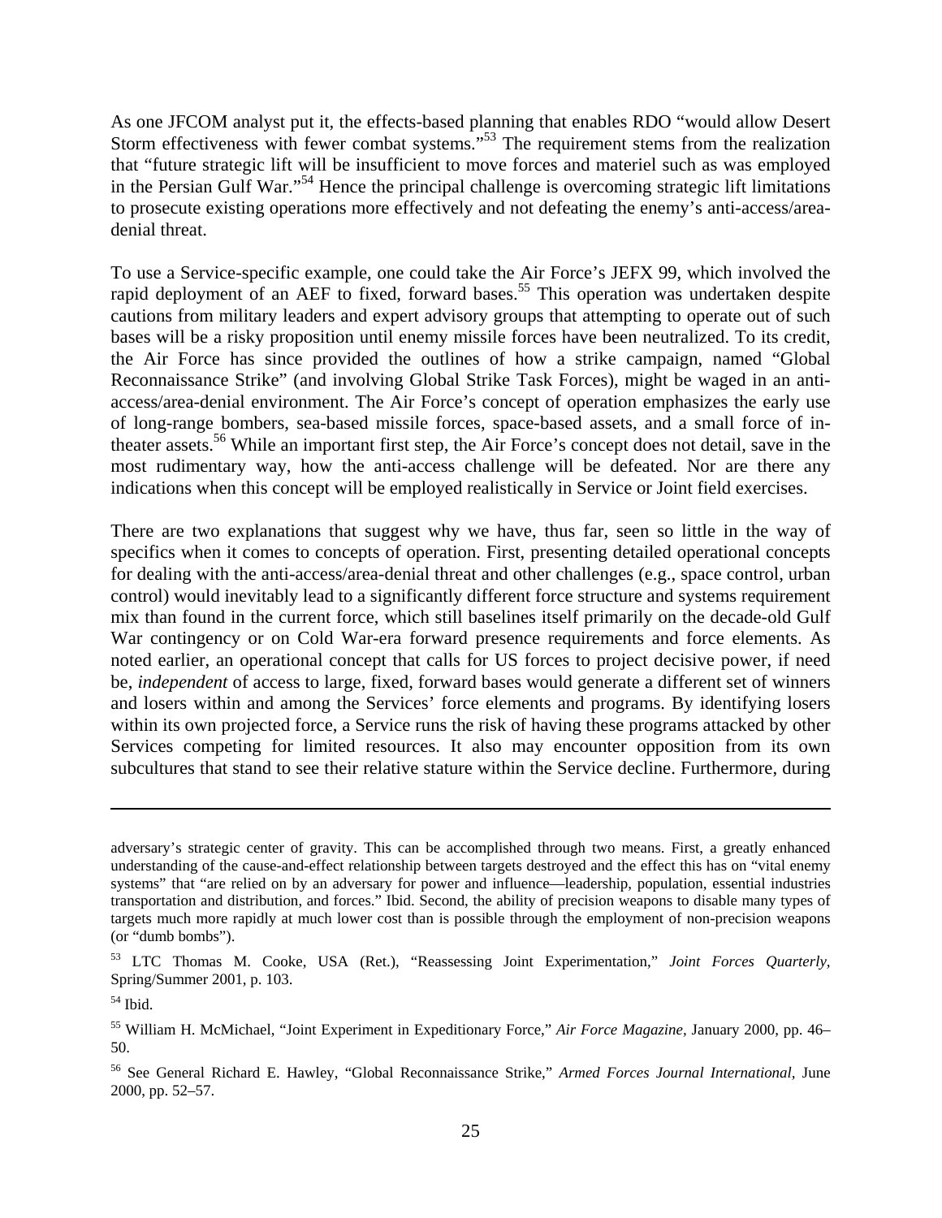As one JFCOM analyst put it, the effects-based planning that enables RDO "would allow Desert Storm effectiveness with fewer combat systems."[53] The requirement stems from the realization that "future strategic lift will be insufficient to move forces and materiel such as was employed in the Persian Gulf War."[54] Hence the principal challenge is overcoming strategic lift limitations to prosecute existing operations more effectively and not defeating the enemy's anti-access/area-denial threat.

To use a Service-specific example, one could take the Air Force's JEFX 99, which involved the rapid deployment of an AEF to fixed, forward bases.[55] This operation was undertaken despite cautions from military leaders and expert advisory groups that attempting to operate out of such bases will be a risky proposition until enemy missile forces have been neutralized. To its credit, the Air Force has since provided the outlines of how a strike campaign, named "Global Reconnaissance Strike" (and involving Global Strike Task Forces), might be waged in an anti-access/area-denial environment. The Air Force's concept of operation emphasizes the early use of long-range bombers, sea-based missile forces, space-based assets, and a small force of in-theater assets.[56] While an important first step, the Air Force's concept does not detail, save in the most rudimentary way, how the anti-access challenge will be defeated. Nor are there any indications when this concept will be employed realistically in Service or Joint field exercises.

There are two explanations that suggest why we have, thus far, seen so little in the way of specifics when it comes to concepts of operation. First, presenting detailed operational concepts for dealing with the anti-access/area-denial threat and other challenges (e.g., space control, urban control) would inevitably lead to a significantly different force structure and systems requirement mix than found in the current force, which still baselines itself primarily on the decade-old Gulf War contingency or on Cold War-era forward presence requirements and force elements. As noted earlier, an operational concept that calls for US forces to project decisive power, if need be, *independent* of access to large, fixed, forward bases would generate a different set of winners and losers within and among the Services' force elements and programs. By identifying losers within its own projected force, a Service runs the risk of having these programs attacked by other Services competing for limited resources. It also may encounter opposition from its own subcultures that stand to see their relative stature within the Service decline. Furthermore, during

---

adversary's strategic center of gravity. This can be accomplished through two means. First, a greatly enhanced understanding of the cause-and-effect relationship between targets destroyed and the effect this has on "vital enemy systems" that "are relied on by an adversary for power and influence—leadership, population, essential industries transportation and distribution, and forces." Ibid. Second, the ability of precision weapons to disable many types of targets much more rapidly at much lower cost than is possible through the employment of non-precision weapons (or "dumb bombs").

[53] LTC Thomas M. Cooke, USA (Ret.), "Reassessing Joint Experimentation," *Joint Forces Quarterly*, Spring/Summer 2001, p. 103.

[54] Ibid.

[55] William H. McMichael, "Joint Experiment in Expeditionary Force," *Air Force Magazine*, January 2000, pp. 46–50.

[56] See General Richard E. Hawley, "Global Reconnaissance Strike," *Armed Forces Journal International*, June 2000, pp. 52–57.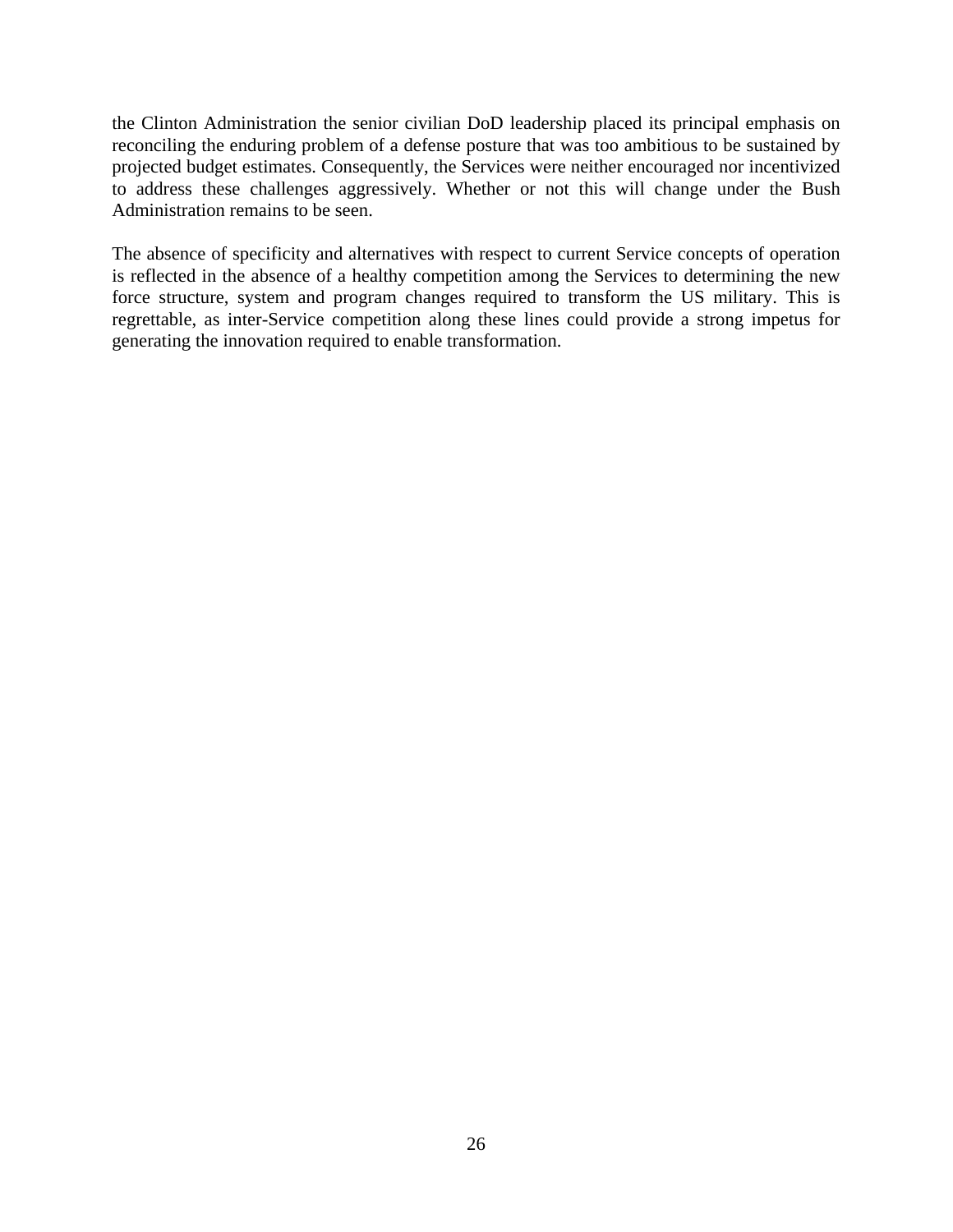the Clinton Administration the senior civilian DoD leadership placed its principal emphasis on reconciling the enduring problem of a defense posture that was too ambitious to be sustained by projected budget estimates. Consequently, the Services were neither encouraged nor incentivized to address these challenges aggressively. Whether or not this will change under the Bush Administration remains to be seen.

The absence of specificity and alternatives with respect to current Service concepts of operation is reflected in the absence of a healthy competition among the Services to determining the new force structure, system and program changes required to transform the US military. This is regrettable, as inter-Service competition along these lines could provide a strong impetus for generating the innovation required to enable transformation.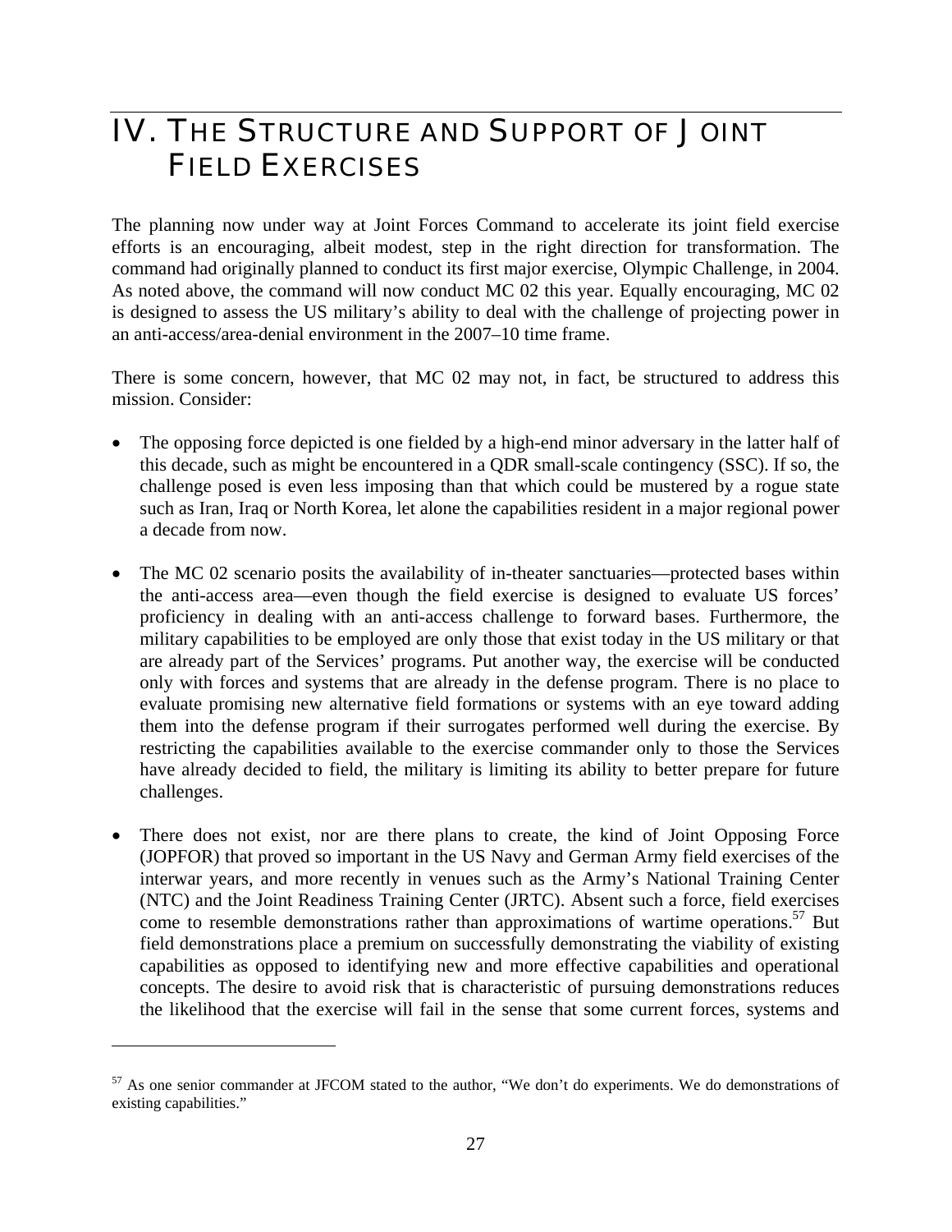# IV. THE STRUCTURE AND SUPPORT OF JOINT FIELD EXERCISES

The planning now under way at Joint Forces Command to accelerate its joint field exercise efforts is an encouraging, albeit modest, step in the right direction for transformation. The command had originally planned to conduct its first major exercise, Olympic Challenge, in 2004. As noted above, the command will now conduct MC 02 this year. Equally encouraging, MC 02 is designed to assess the US military's ability to deal with the challenge of projecting power in an anti-access/area-denial environment in the 2007–10 time frame.

There is some concern, however, that MC 02 may not, in fact, be structured to address this mission. Consider:

- The opposing force depicted is one fielded by a high-end minor adversary in the latter half of this decade, such as might be encountered in a QDR small-scale contingency (SSC). If so, the challenge posed is even less imposing than that which could be mustered by a rogue state such as Iran, Iraq or North Korea, let alone the capabilities resident in a major regional power a decade from now.

- The MC 02 scenario posits the availability of in-theater sanctuaries—protected bases within the anti-access area—even though the field exercise is designed to evaluate US forces' proficiency in dealing with an anti-access challenge to forward bases. Furthermore, the military capabilities to be employed are only those that exist today in the US military or that are already part of the Services' programs. Put another way, the exercise will be conducted only with forces and systems that are already in the defense program. There is no place to evaluate promising new alternative field formations or systems with an eye toward adding them into the defense program if their surrogates performed well during the exercise. By restricting the capabilities available to the exercise commander only to those the Services have already decided to field, the military is limiting its ability to better prepare for future challenges.

- There does not exist, nor are there plans to create, the kind of Joint Opposing Force (JOPFOR) that proved so important in the US Navy and German Army field exercises of the interwar years, and more recently in venues such as the Army's National Training Center (NTC) and the Joint Readiness Training Center (JRTC). Absent such a force, field exercises come to resemble demonstrations rather than approximations of wartime operations.[57] But field demonstrations place a premium on successfully demonstrating the viability of existing capabilities as opposed to identifying new and more effective capabilities and operational concepts. The desire to avoid risk that is characteristic of pursuing demonstrations reduces the likelihood that the exercise will fail in the sense that some current forces, systems and

---

[57] As one senior commander at JFCOM stated to the author, "We don't do experiments. We do demonstrations of existing capabilities."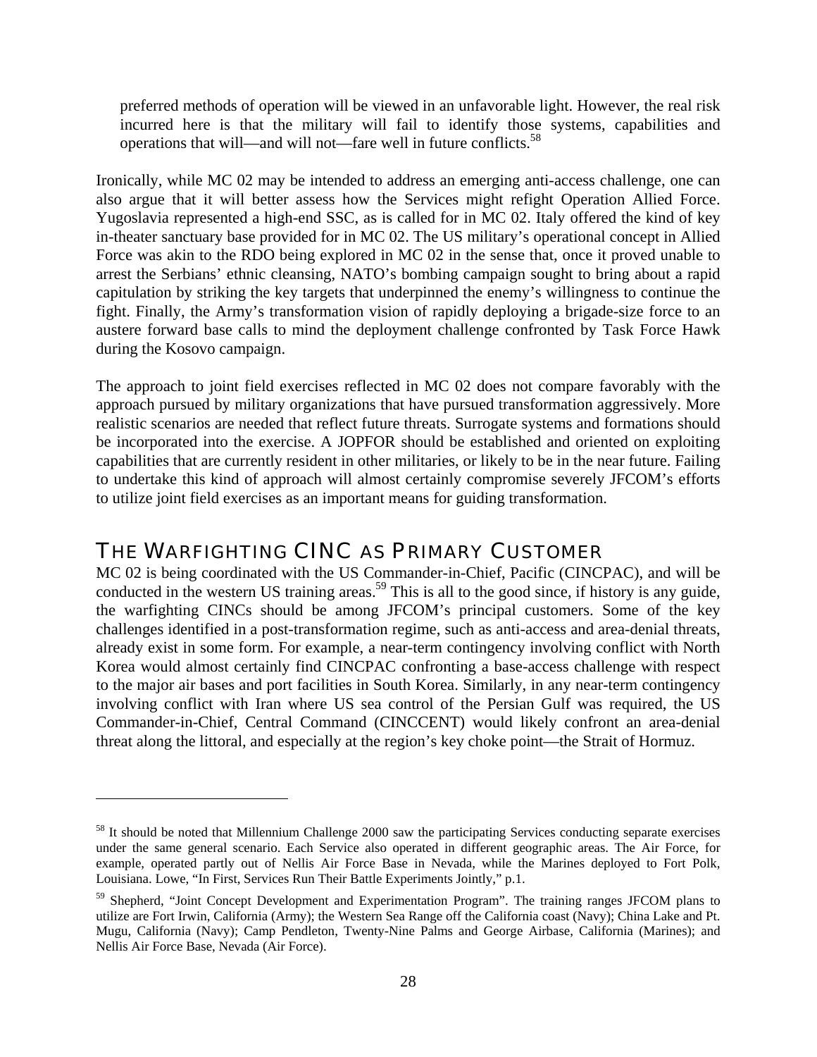> preferred methods of operation will be viewed in an unfavorable light. However, the real risk incurred here is that the military will fail to identify those systems, capabilities and operations that will—and will not—fare well in future conflicts.[58]

Ironically, while MC 02 may be intended to address an emerging anti-access challenge, one can also argue that it will better assess how the Services might refight Operation Allied Force. Yugoslavia represented a high-end SSC, as is called for in MC 02. Italy offered the kind of key in-theater sanctuary base provided for in MC 02. The US military's operational concept in Allied Force was akin to the RDO being explored in MC 02 in the sense that, once it proved unable to arrest the Serbians' ethnic cleansing, NATO's bombing campaign sought to bring about a rapid capitulation by striking the key targets that underpinned the enemy's willingness to continue the fight. Finally, the Army's transformation vision of rapidly deploying a brigade-size force to an austere forward base calls to mind the deployment challenge confronted by Task Force Hawk during the Kosovo campaign.

The approach to joint field exercises reflected in MC 02 does not compare favorably with the approach pursued by military organizations that have pursued transformation aggressively. More realistic scenarios are needed that reflect future threats. Surrogate systems and formations should be incorporated into the exercise. A JOPFOR should be established and oriented on exploiting capabilities that are currently resident in other militaries, or likely to be in the near future. Failing to undertake this kind of approach will almost certainly compromise severely JFCOM's efforts to utilize joint field exercises as an important means for guiding transformation.

## THE WARFIGHTING CINC AS PRIMARY CUSTOMER

MC 02 is being coordinated with the US Commander-in-Chief, Pacific (CINCPAC), and will be conducted in the western US training areas.[59] This is all to the good since, if history is any guide, the warfighting CINCs should be among JFCOM's principal customers. Some of the key challenges identified in a post-transformation regime, such as anti-access and area-denial threats, already exist in some form. For example, a near-term contingency involving conflict with North Korea would almost certainly find CINCPAC confronting a base-access challenge with respect to the major air bases and port facilities in South Korea. Similarly, in any near-term contingency involving conflict with Iran where US sea control of the Persian Gulf was required, the US Commander-in-Chief, Central Command (CINCCENT) would likely confront an area-denial threat along the littoral, and especially at the region's key choke point—the Strait of Hormuz.

---

[58] It should be noted that Millennium Challenge 2000 saw the participating Services conducting separate exercises under the same general scenario. Each Service also operated in different geographic areas. The Air Force, for example, operated partly out of Nellis Air Force Base in Nevada, while the Marines deployed to Fort Polk, Louisiana. Lowe, "In First, Services Run Their Battle Experiments Jointly," p.1.

[59] Shepherd, "Joint Concept Development and Experimentation Program". The training ranges JFCOM plans to utilize are Fort Irwin, California (Army); the Western Sea Range off the California coast (Navy); China Lake and Pt. Mugu, California (Navy); Camp Pendleton, Twenty-Nine Palms and George Airbase, California (Marines); and Nellis Air Force Base, Nevada (Air Force).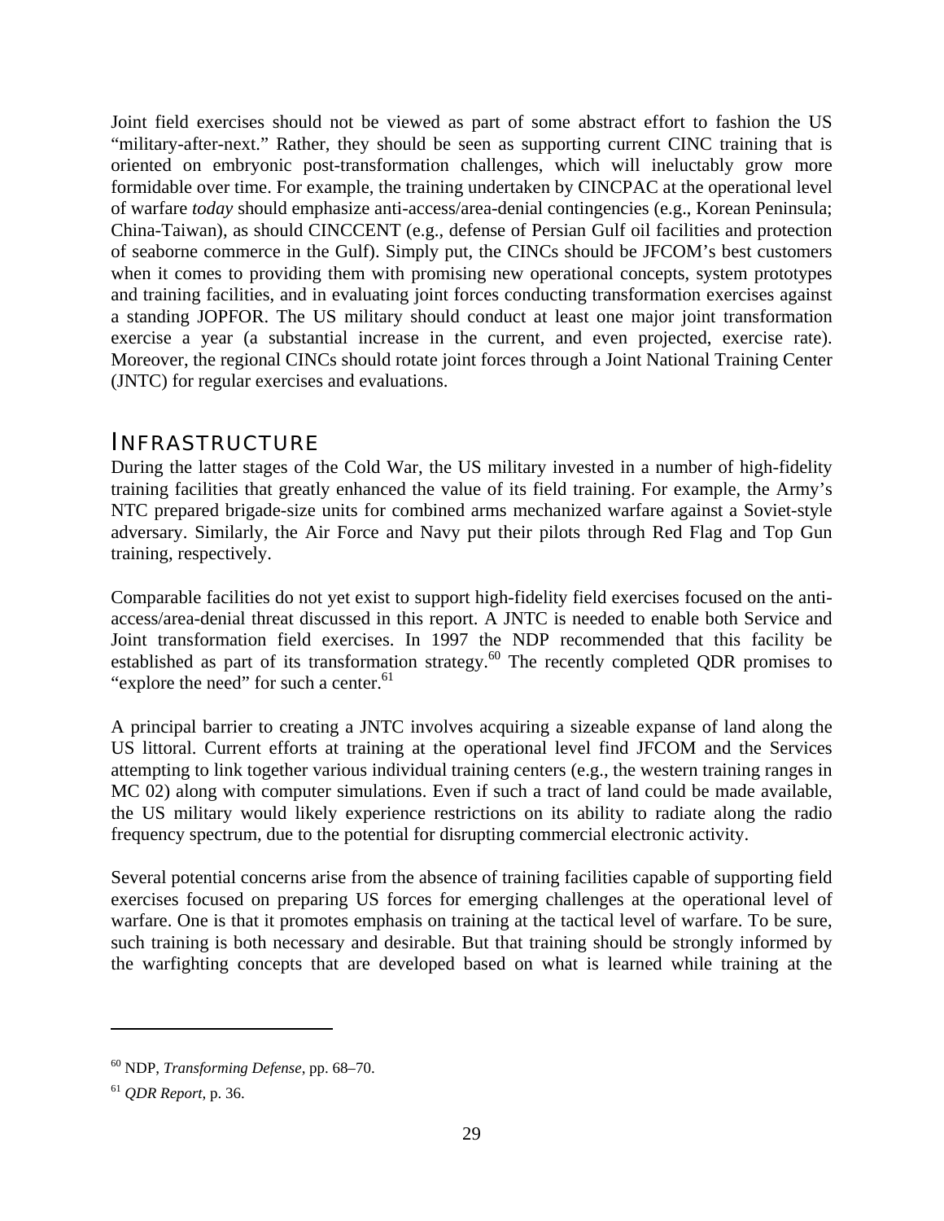Joint field exercises should not be viewed as part of some abstract effort to fashion the US "military-after-next." Rather, they should be seen as supporting current CINC training that is oriented on embryonic post-transformation challenges, which will ineluctably grow more formidable over time. For example, the training undertaken by CINCPAC at the operational level of warfare *today* should emphasize anti-access/area-denial contingencies (e.g., Korean Peninsula; China-Taiwan), as should CINCCENT (e.g., defense of Persian Gulf oil facilities and protection of seaborne commerce in the Gulf). Simply put, the CINCs should be JFCOM's best customers when it comes to providing them with promising new operational concepts, system prototypes and training facilities, and in evaluating joint forces conducting transformation exercises against a standing JOPFOR. The US military should conduct at least one major joint transformation exercise a year (a substantial increase in the current, and even projected, exercise rate). Moreover, the regional CINCs should rotate joint forces through a Joint National Training Center (JNTC) for regular exercises and evaluations.

## Infrastructure

During the latter stages of the Cold War, the US military invested in a number of high-fidelity training facilities that greatly enhanced the value of its field training. For example, the Army's NTC prepared brigade-size units for combined arms mechanized warfare against a Soviet-style adversary. Similarly, the Air Force and Navy put their pilots through Red Flag and Top Gun training, respectively.

Comparable facilities do not yet exist to support high-fidelity field exercises focused on the anti-access/area-denial threat discussed in this report. A JNTC is needed to enable both Service and Joint transformation field exercises. In 1997 the NDP recommended that this facility be established as part of its transformation strategy.[60] The recently completed QDR promises to "explore the need" for such a center.[61]

A principal barrier to creating a JNTC involves acquiring a sizeable expanse of land along the US littoral. Current efforts at training at the operational level find JFCOM and the Services attempting to link together various individual training centers (e.g., the western training ranges in MC 02) along with computer simulations. Even if such a tract of land could be made available, the US military would likely experience restrictions on its ability to radiate along the radio frequency spectrum, due to the potential for disrupting commercial electronic activity.

Several potential concerns arise from the absence of training facilities capable of supporting field exercises focused on preparing US forces for emerging challenges at the operational level of warfare. One is that it promotes emphasis on training at the tactical level of warfare. To be sure, such training is both necessary and desirable. But that training should be strongly informed by the warfighting concepts that are developed based on what is learned while training at the

---

[60] NDP, *Transforming Defense*, pp. 68–70.

[61] *QDR Report*, p. 36.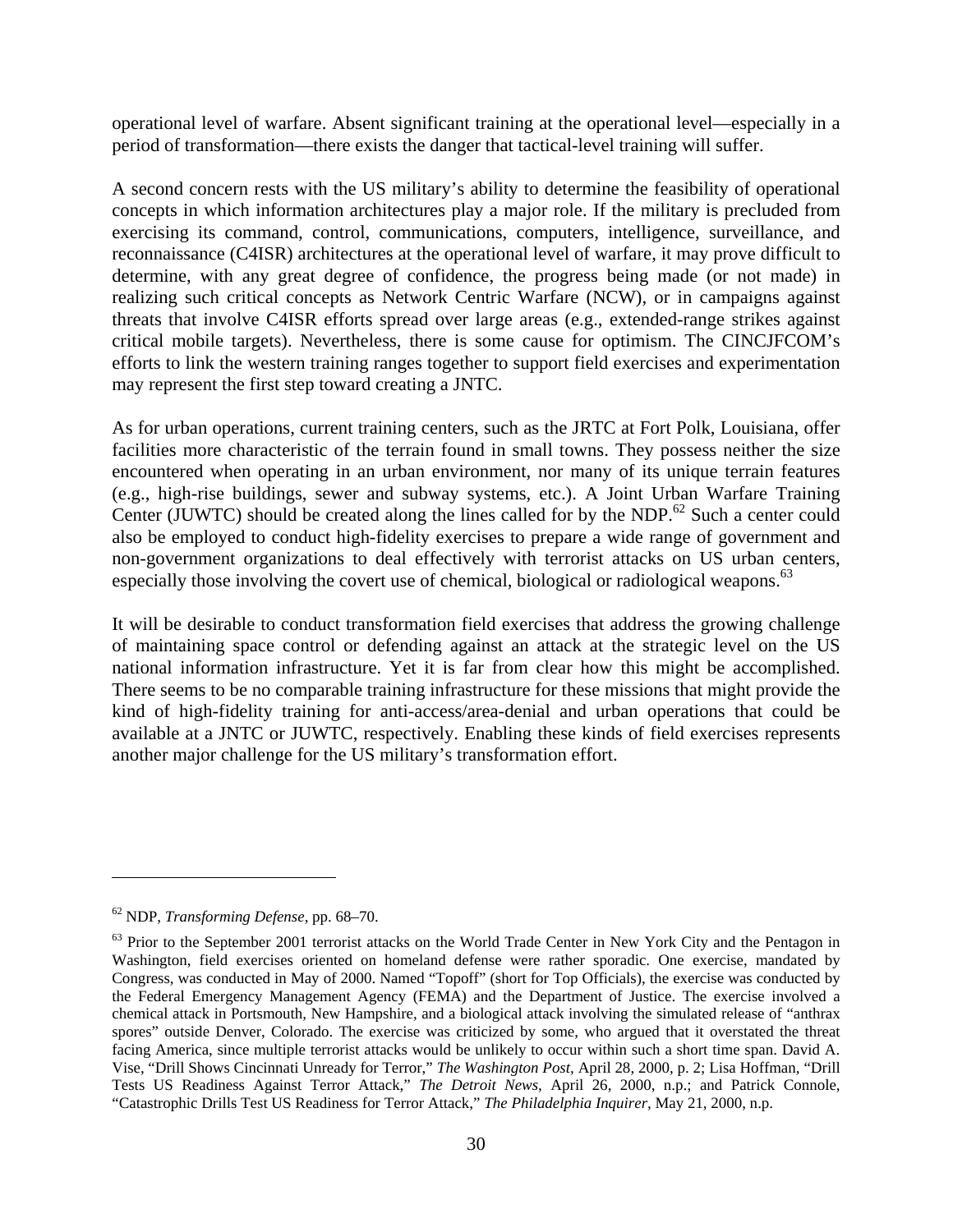operational level of warfare. Absent significant training at the operational level—especially in a period of transformation—there exists the danger that tactical-level training will suffer.

A second concern rests with the US military's ability to determine the feasibility of operational concepts in which information architectures play a major role. If the military is precluded from exercising its command, control, communications, computers, intelligence, surveillance, and reconnaissance (C4ISR) architectures at the operational level of warfare, it may prove difficult to determine, with any great degree of confidence, the progress being made (or not made) in realizing such critical concepts as Network Centric Warfare (NCW), or in campaigns against threats that involve C4ISR efforts spread over large areas (e.g., extended-range strikes against critical mobile targets). Nevertheless, there is some cause for optimism. The CINCJFCOM's efforts to link the western training ranges together to support field exercises and experimentation may represent the first step toward creating a JNTC.

As for urban operations, current training centers, such as the JRTC at Fort Polk, Louisiana, offer facilities more characteristic of the terrain found in small towns. They possess neither the size encountered when operating in an urban environment, nor many of its unique terrain features (e.g., high-rise buildings, sewer and subway systems, etc.). A Joint Urban Warfare Training Center (JUWTC) should be created along the lines called for by the NDP.[62] Such a center could also be employed to conduct high-fidelity exercises to prepare a wide range of government and non-government organizations to deal effectively with terrorist attacks on US urban centers, especially those involving the covert use of chemical, biological or radiological weapons.[63]

It will be desirable to conduct transformation field exercises that address the growing challenge of maintaining space control or defending against an attack at the strategic level on the US national information infrastructure. Yet it is far from clear how this might be accomplished. There seems to be no comparable training infrastructure for these missions that might provide the kind of high-fidelity training for anti-access/area-denial and urban operations that could be available at a JNTC or JUWTC, respectively. Enabling these kinds of field exercises represents another major challenge for the US military's transformation effort.

---

[62] NDP, *Transforming Defense*, pp. 68–70.

[63] Prior to the September 2001 terrorist attacks on the World Trade Center in New York City and the Pentagon in Washington, field exercises oriented on homeland defense were rather sporadic. One exercise, mandated by Congress, was conducted in May of 2000. Named "Topoff" (short for Top Officials), the exercise was conducted by the Federal Emergency Management Agency (FEMA) and the Department of Justice. The exercise involved a chemical attack in Portsmouth, New Hampshire, and a biological attack involving the simulated release of "anthrax spores" outside Denver, Colorado. The exercise was criticized by some, who argued that it overstated the threat facing America, since multiple terrorist attacks would be unlikely to occur within such a short time span. David A. Vise, "Drill Shows Cincinnati Unready for Terror," *The Washington Post*, April 28, 2000, p. 2; Lisa Hoffman, "Drill Tests US Readiness Against Terror Attack," *The Detroit News*, April 26, 2000, n.p.; and Patrick Connole, "Catastrophic Drills Test US Readiness for Terror Attack," *The Philadelphia Inquirer*, May 21, 2000, n.p.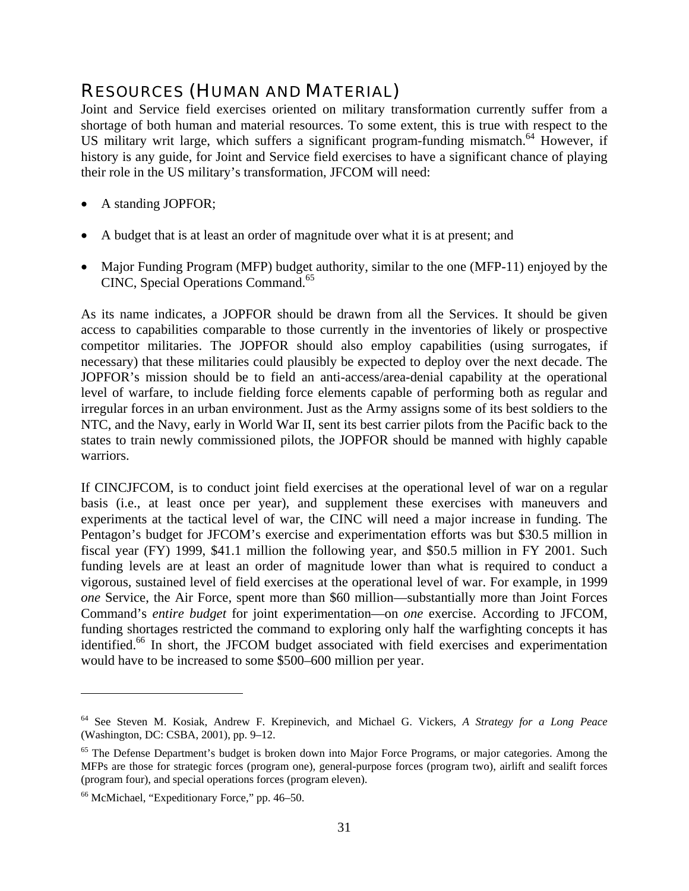## Resources (Human and Material)

Joint and Service field exercises oriented on military transformation currently suffer from a shortage of both human and material resources. To some extent, this is true with respect to the US military writ large, which suffers a significant program-funding mismatch.[64] However, if history is any guide, for Joint and Service field exercises to have a significant chance of playing their role in the US military's transformation, JFCOM will need:

- A standing JOPFOR;
- A budget that is at least an order of magnitude over what it is at present; and
- Major Funding Program (MFP) budget authority, similar to the one (MFP-11) enjoyed by the CINC, Special Operations Command.[65]

As its name indicates, a JOPFOR should be drawn from all the Services. It should be given access to capabilities comparable to those currently in the inventories of likely or prospective competitor militaries. The JOPFOR should also employ capabilities (using surrogates, if necessary) that these militaries could plausibly be expected to deploy over the next decade. The JOPFOR's mission should be to field an anti-access/area-denial capability at the operational level of warfare, to include fielding force elements capable of performing both as regular and irregular forces in an urban environment. Just as the Army assigns some of its best soldiers to the NTC, and the Navy, early in World War II, sent its best carrier pilots from the Pacific back to the states to train newly commissioned pilots, the JOPFOR should be manned with highly capable warriors.

If CINCJFCOM, is to conduct joint field exercises at the operational level of war on a regular basis (i.e., at least once per year), and supplement these exercises with maneuvers and experiments at the tactical level of war, the CINC will need a major increase in funding. The Pentagon's budget for JFCOM's exercise and experimentation efforts was but $30.5 million in fiscal year (FY) 1999, $41.1 million the following year, and $50.5 million in FY 2001. Such funding levels are at least an order of magnitude lower than what is required to conduct a vigorous, sustained level of field exercises at the operational level of war. For example, in 1999 *one* Service, the Air Force, spent more than $60 million—substantially more than Joint Forces Command's *entire budget* for joint experimentation—on *one* exercise. According to JFCOM, funding shortages restricted the command to exploring only half the warfighting concepts it has identified.[66] In short, the JFCOM budget associated with field exercises and experimentation would have to be increased to some $500–600 million per year.

---

[64] See Steven M. Kosiak, Andrew F. Krepinevich, and Michael G. Vickers, *A Strategy for a Long Peace* (Washington, DC: CSBA, 2001), pp. 9–12.

[65] The Defense Department's budget is broken down into Major Force Programs, or major categories. Among the MFPs are those for strategic forces (program one), general-purpose forces (program two), airlift and sealift forces (program four), and special operations forces (program eleven).

[66] McMichael, "Expeditionary Force," pp. 46–50.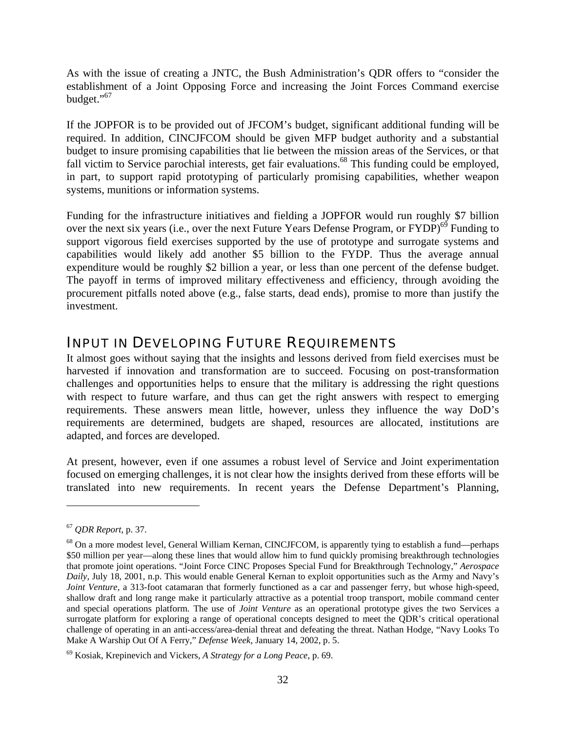As with the issue of creating a JNTC, the Bush Administration's QDR offers to "consider the establishment of a Joint Opposing Force and increasing the Joint Forces Command exercise budget."[67]

If the JOPFOR is to be provided out of JFCOM's budget, significant additional funding will be required. In addition, CINCJFCOM should be given MFP budget authority and a substantial budget to insure promising capabilities that lie between the mission areas of the Services, or that fall victim to Service parochial interests, get fair evaluations.[68] This funding could be employed, in part, to support rapid prototyping of particularly promising capabilities, whether weapon systems, munitions or information systems.

Funding for the infrastructure initiatives and fielding a JOPFOR would run roughly $7 billion over the next six years (i.e., over the next Future Years Defense Program, or FYDP)[69] Funding to support vigorous field exercises supported by the use of prototype and surrogate systems and capabilities would likely add another $5 billion to the FYDP. Thus the average annual expenditure would be roughly $2 billion a year, or less than one percent of the defense budget. The payoff in terms of improved military effectiveness and efficiency, through avoiding the procurement pitfalls noted above (e.g., false starts, dead ends), promise to more than justify the investment.

## INPUT IN DEVELOPING FUTURE REQUIREMENTS

It almost goes without saying that the insights and lessons derived from field exercises must be harvested if innovation and transformation are to succeed. Focusing on post-transformation challenges and opportunities helps to ensure that the military is addressing the right questions with respect to future warfare, and thus can get the right answers with respect to emerging requirements. These answers mean little, however, unless they influence the way DoD's requirements are determined, budgets are shaped, resources are allocated, institutions are adapted, and forces are developed.

At present, however, even if one assumes a robust level of Service and Joint experimentation focused on emerging challenges, it is not clear how the insights derived from these efforts will be translated into new requirements. In recent years the Defense Department's Planning,

---

[67] *QDR Report*, p. 37.

[68] On a more modest level, General William Kernan, CINCJFCOM, is apparently tying to establish a fund—perhaps $50 million per year—along these lines that would allow him to fund quickly promising breakthrough technologies that promote joint operations. "Joint Force CINC Proposes Special Fund for Breakthrough Technology," *Aerospace Daily*, July 18, 2001, n.p. This would enable General Kernan to exploit opportunities such as the Army and Navy's *Joint Venture*, a 313-foot catamaran that formerly functioned as a car and passenger ferry, but whose high-speed, shallow draft and long range make it particularly attractive as a potential troop transport, mobile command center and special operations platform. The use of *Joint Venture* as an operational prototype gives the two Services a surrogate platform for exploring a range of operational concepts designed to meet the QDR's critical operational challenge of operating in an anti-access/area-denial threat and defeating the threat. Nathan Hodge, "Navy Looks To Make A Warship Out Of A Ferry," *Defense Week*, January 14, 2002, p. 5.

[69] Kosiak, Krepinevich and Vickers, *A Strategy for a Long Peace*, p. 69.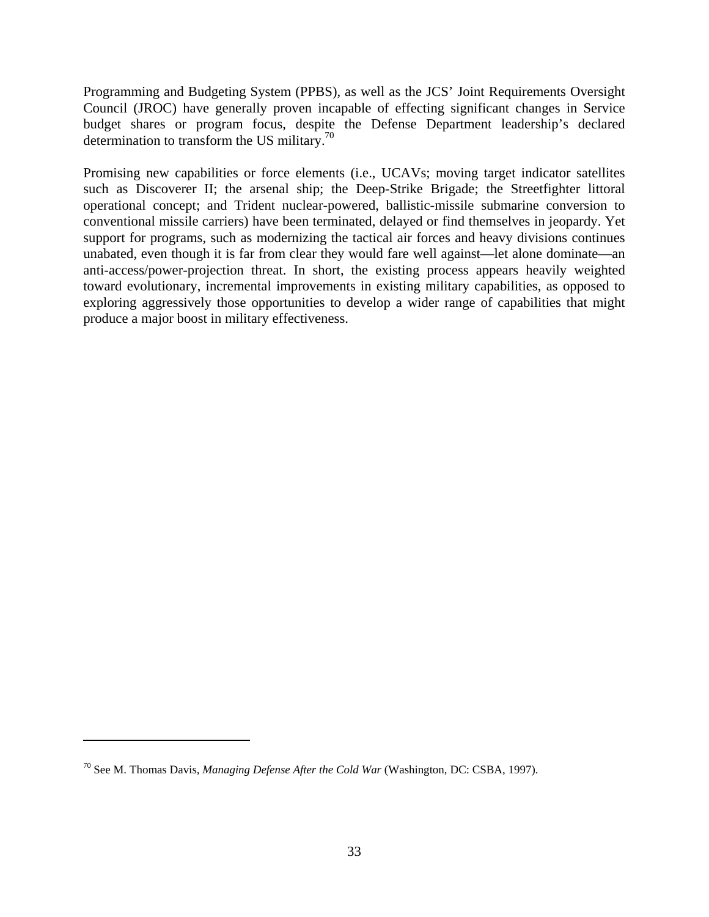Programming and Budgeting System (PPBS), as well as the JCS' Joint Requirements Oversight Council (JROC) have generally proven incapable of effecting significant changes in Service budget shares or program focus, despite the Defense Department leadership's declared determination to transform the US military.[70]

Promising new capabilities or force elements (i.e., UCAVs; moving target indicator satellites such as Discoverer II; the arsenal ship; the Deep-Strike Brigade; the Streetfighter littoral operational concept; and Trident nuclear-powered, ballistic-missile submarine conversion to conventional missile carriers) have been terminated, delayed or find themselves in jeopardy. Yet support for programs, such as modernizing the tactical air forces and heavy divisions continues unabated, even though it is far from clear they would fare well against—let alone dominate—an anti-access/power-projection threat. In short, the existing process appears heavily weighted toward evolutionary, incremental improvements in existing military capabilities, as opposed to exploring aggressively those opportunities to develop a wider range of capabilities that might produce a major boost in military effectiveness.

---

[70] See M. Thomas Davis, *Managing Defense After the Cold War* (Washington, DC: CSBA, 1997).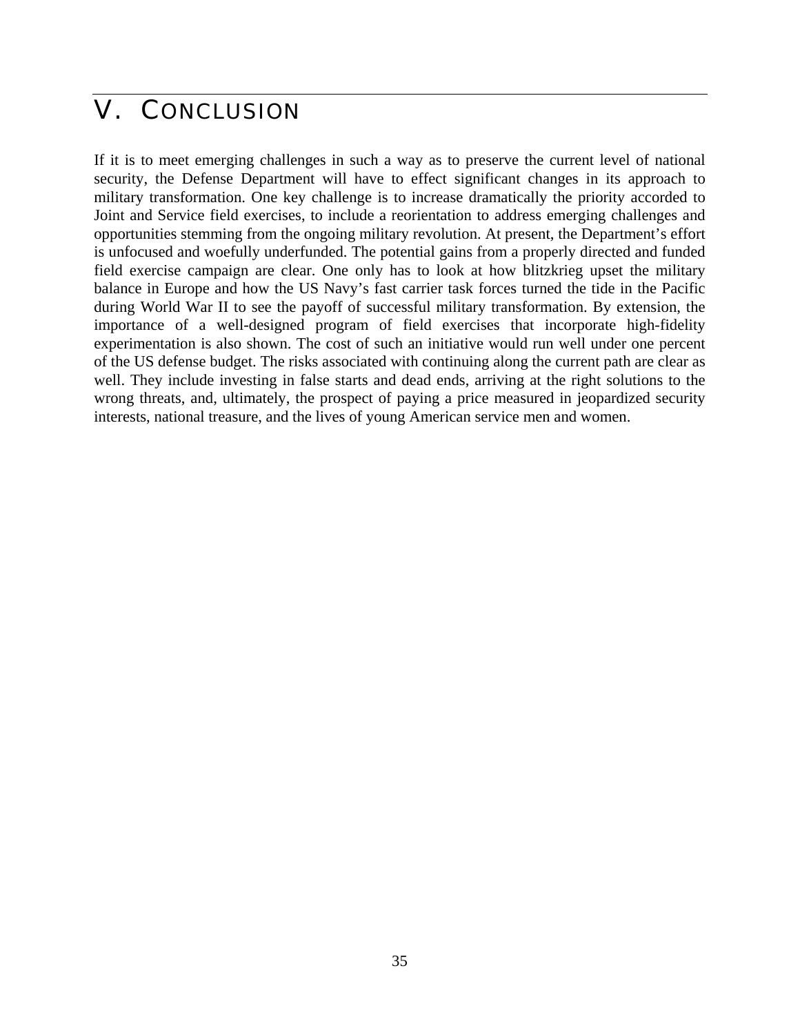# V. CONCLUSION

If it is to meet emerging challenges in such a way as to preserve the current level of national security, the Defense Department will have to effect significant changes in its approach to military transformation. One key challenge is to increase dramatically the priority accorded to Joint and Service field exercises, to include a reorientation to address emerging challenges and opportunities stemming from the ongoing military revolution. At present, the Department's effort is unfocused and woefully underfunded. The potential gains from a properly directed and funded field exercise campaign are clear. One only has to look at how blitzkrieg upset the military balance in Europe and how the US Navy's fast carrier task forces turned the tide in the Pacific during World War II to see the payoff of successful military transformation. By extension, the importance of a well-designed program of field exercises that incorporate high-fidelity experimentation is also shown. The cost of such an initiative would run well under one percent of the US defense budget. The risks associated with continuing along the current path are clear as well. They include investing in false starts and dead ends, arriving at the right solutions to the wrong threats, and, ultimately, the prospect of paying a price measured in jeopardized security interests, national treasure, and the lives of young American service men and women.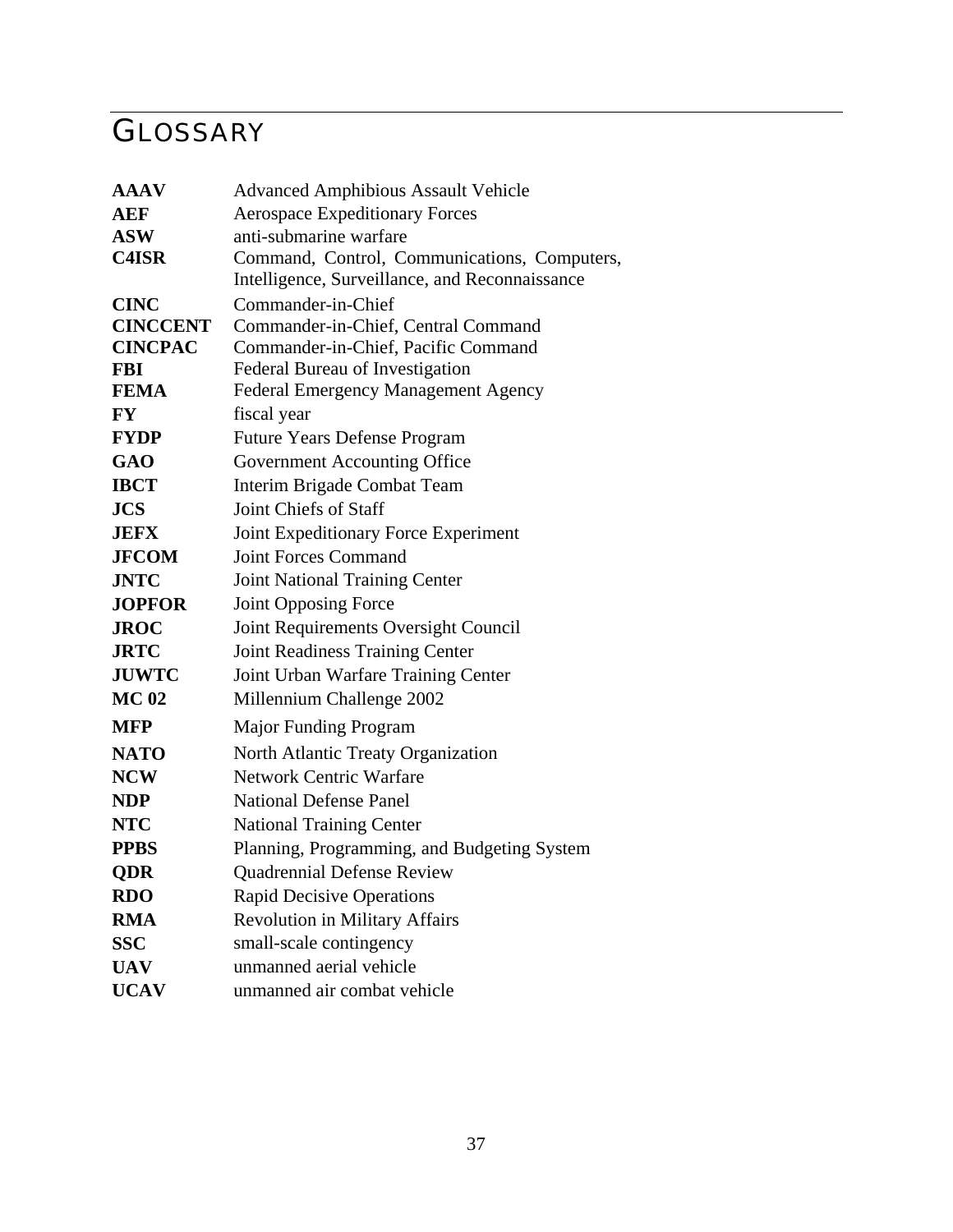# GLOSSARY

| | |
|---|---|
| **AAAV** | Advanced Amphibious Assault Vehicle |
| **AEF** | Aerospace Expeditionary Forces |
| **ASW** | anti-submarine warfare |
| **C4ISR** | Command, Control, Communications, Computers, Intelligence, Surveillance, and Reconnaissance |
| **CINC** | Commander-in-Chief |
| **CINCCENT** | Commander-in-Chief, Central Command |
| **CINCPAC** | Commander-in-Chief, Pacific Command |
| **FBI** | Federal Bureau of Investigation |
| **FEMA** | Federal Emergency Management Agency |
| **FY** | fiscal year |
| **FYDP** | Future Years Defense Program |
| **GAO** | Government Accounting Office |
| **IBCT** | Interim Brigade Combat Team |
| **JCS** | Joint Chiefs of Staff |
| **JEFX** | Joint Expeditionary Force Experiment |
| **JFCOM** | Joint Forces Command |
| **JNTC** | Joint National Training Center |
| **JOPFOR** | Joint Opposing Force |
| **JROC** | Joint Requirements Oversight Council |
| **JRTC** | Joint Readiness Training Center |
| **JUWTC** | Joint Urban Warfare Training Center |
| **MC 02** | Millennium Challenge 2002 |
| **MFP** | Major Funding Program |
| **NATO** | North Atlantic Treaty Organization |
| **NCW** | Network Centric Warfare |
| **NDP** | National Defense Panel |
| **NTC** | National Training Center |
| **PPBS** | Planning, Programming, and Budgeting System |
| **QDR** | Quadrennial Defense Review |
| **RDO** | Rapid Decisive Operations |
| **RMA** | Revolution in Military Affairs |
| **SSC** | small-scale contingency |
| **UAV** | unmanned aerial vehicle |
| **UCAV** | unmanned air combat vehicle |